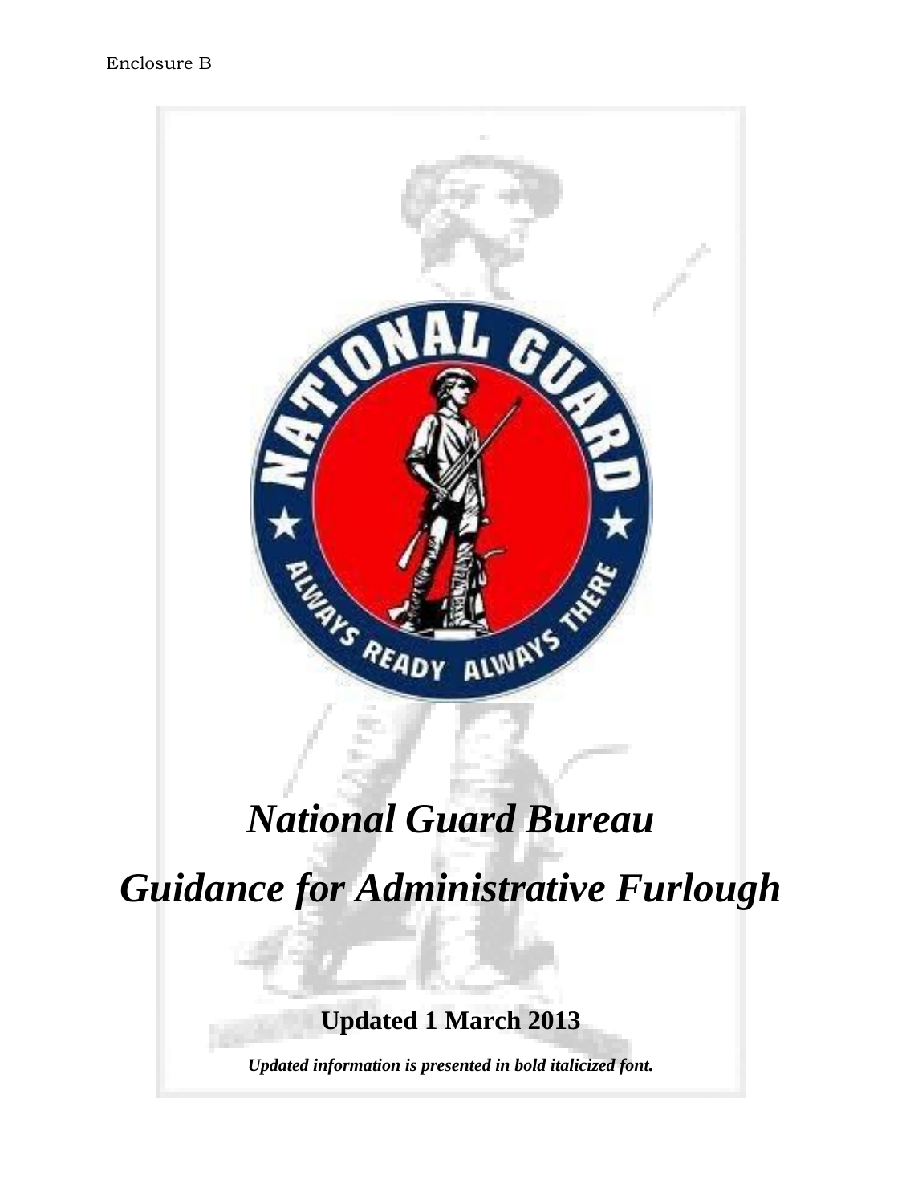Enclosure B

# *National Guard Bureau*

# *Guidance for Administrative Furlough*

**Updated 1 March 2013**

***Updated information is presented in bold italicized font.***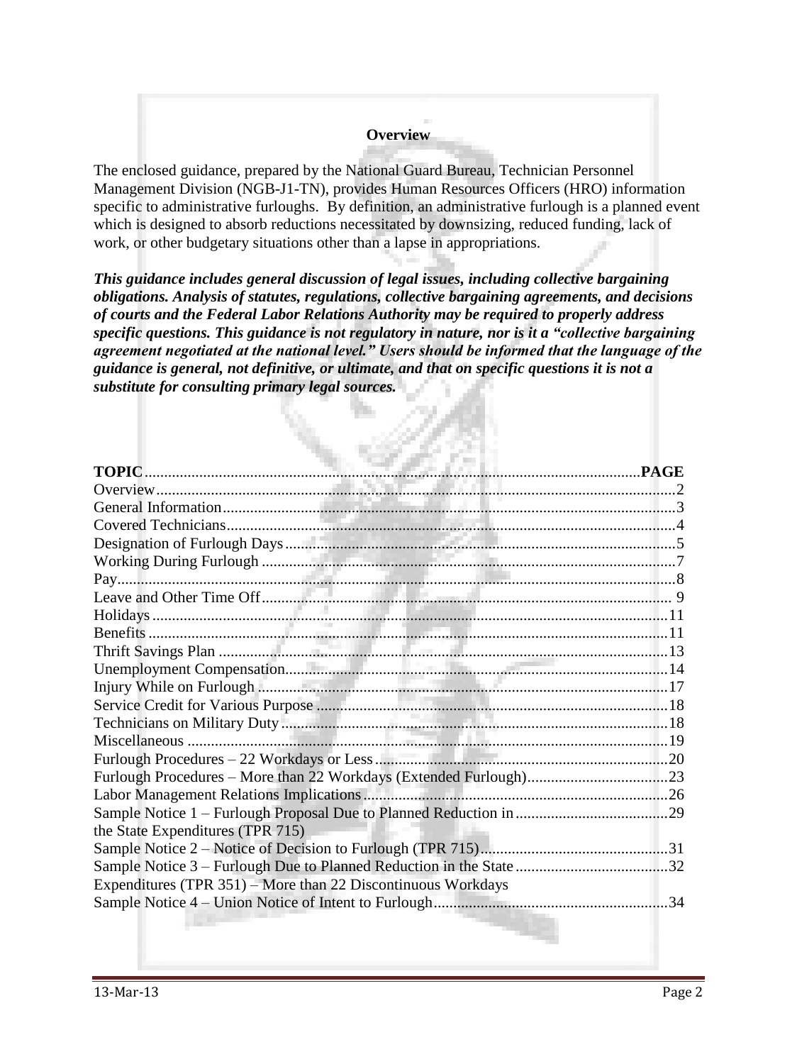## Overview

The enclosed guidance, prepared by the National Guard Bureau, Technician Personnel Management Division (NGB-J1-TN), provides Human Resources Officers (HRO) information specific to administrative furloughs. By definition, an administrative furlough is a planned event which is designed to absorb reductions necessitated by downsizing, reduced funding, lack of work, or other budgetary situations other than a lapse in appropriations.

***This guidance includes general discussion of legal issues, including collective bargaining obligations. Analysis of statutes, regulations, collective bargaining agreements, and decisions of courts and the Federal Labor Relations Authority may be required to properly address specific questions. This guidance is not regulatory in nature, nor is it a "collective bargaining agreement negotiated at the national level." Users should be informed that the language of the guidance is general, not definitive, or ultimate, and that on specific questions it is not a substitute for consulting primary legal sources.***

| **TOPIC** | **PAGE** |
|---|---|
| Overview | 2 |
| General Information | 3 |
| Covered Technicians | 4 |
| Designation of Furlough Days | 5 |
| Working During Furlough | 7 |
| Pay | 8 |
| Leave and Other Time Off | 9 |
| Holidays | 11 |
| Benefits | 11 |
| Thrift Savings Plan | 13 |
| Unemployment Compensation | 14 |
| Injury While on Furlough | 17 |
| Service Credit for Various Purpose | 18 |
| Technicians on Military Duty | 18 |
| Miscellaneous | 19 |
| Furlough Procedures – 22 Workdays or Less | 20 |
| Furlough Procedures – More than 22 Workdays (Extended Furlough) | 23 |
| Labor Management Relations Implications | 26 |
| Sample Notice 1 – Furlough Proposal Due to Planned Reduction in the State Expenditures (TPR 715) | 29 |
| Sample Notice 2 – Notice of Decision to Furlough (TPR 715) | 31 |
| Sample Notice 3 – Furlough Due to Planned Reduction in the State Expenditures (TPR 351) – More than 22 Discontinuous Workdays | 32 |
| Sample Notice 4 – Union Notice of Intent to Furlough | 34 |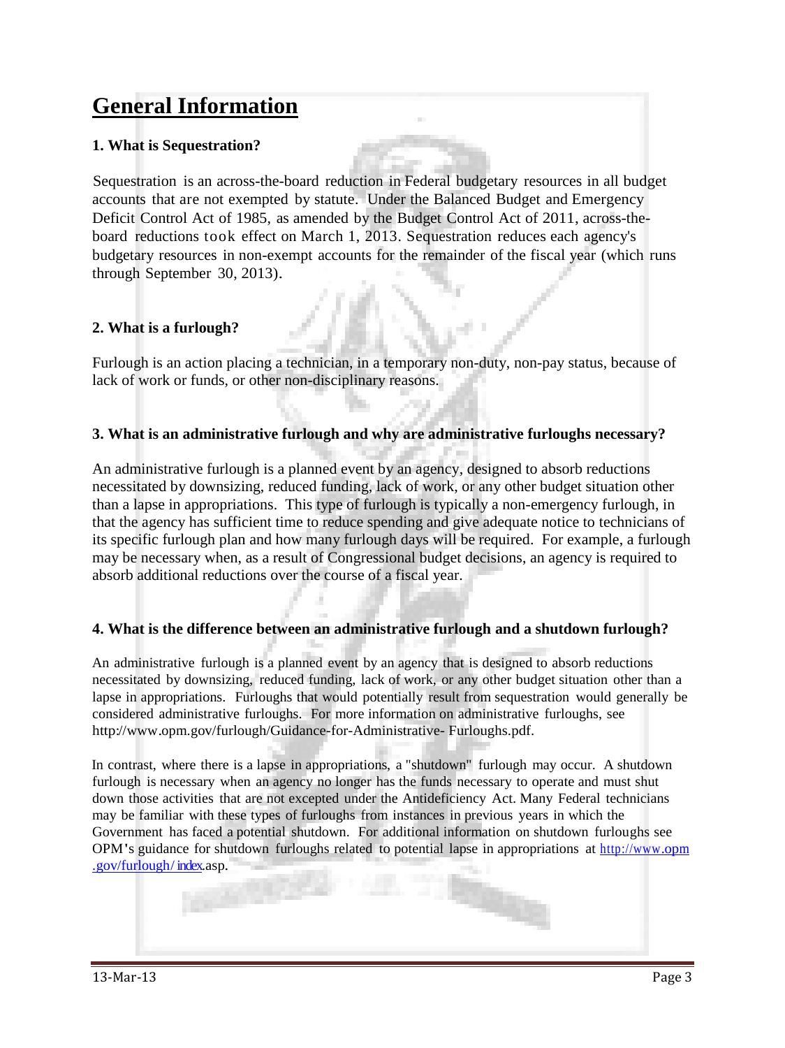# General Information

### 1. What is Sequestration?

Sequestration is an across-the-board reduction in Federal budgetary resources in all budget accounts that are not exempted by statute. Under the Balanced Budget and Emergency Deficit Control Act of 1985, as amended by the Budget Control Act of 2011, across-the-board reductions took effect on March 1, 2013. Sequestration reduces each agency's budgetary resources in non-exempt accounts for the remainder of the fiscal year (which runs through September 30, 2013).

### 2. What is a furlough?

Furlough is an action placing a technician, in a temporary non-duty, non-pay status, because of lack of work or funds, or other non-disciplinary reasons.

### 3. What is an administrative furlough and why are administrative furloughs necessary?

An administrative furlough is a planned event by an agency, designed to absorb reductions necessitated by downsizing, reduced funding, lack of work, or any other budget situation other than a lapse in appropriations. This type of furlough is typically a non-emergency furlough, in that the agency has sufficient time to reduce spending and give adequate notice to technicians of its specific furlough plan and how many furlough days will be required. For example, a furlough may be necessary when, as a result of Congressional budget decisions, an agency is required to absorb additional reductions over the course of a fiscal year.

### 4. What is the difference between an administrative furlough and a shutdown furlough?

An administrative furlough is a planned event by an agency that is designed to absorb reductions necessitated by downsizing, reduced funding, lack of work, or any other budget situation other than a lapse in appropriations. Furloughs that would potentially result from sequestration would generally be considered administrative furloughs. For more information on administrative furloughs, see http://www.opm.gov/furlough/Guidance-for-Administrative- Furloughs.pdf.

In contrast, where there is a lapse in appropriations, a "shutdown" furlough may occur. A shutdown furlough is necessary when an agency no longer has the funds necessary to operate and must shut down those activities that are not excepted under the Antideficiency Act. Many Federal technicians may be familiar with these types of furloughs from instances in previous years in which the Government has faced a potential shutdown. For additional information on shutdown furloughs see OPM's guidance for shutdown furloughs related to potential lapse in appropriations at http://www.opm.gov/furlough/index.asp.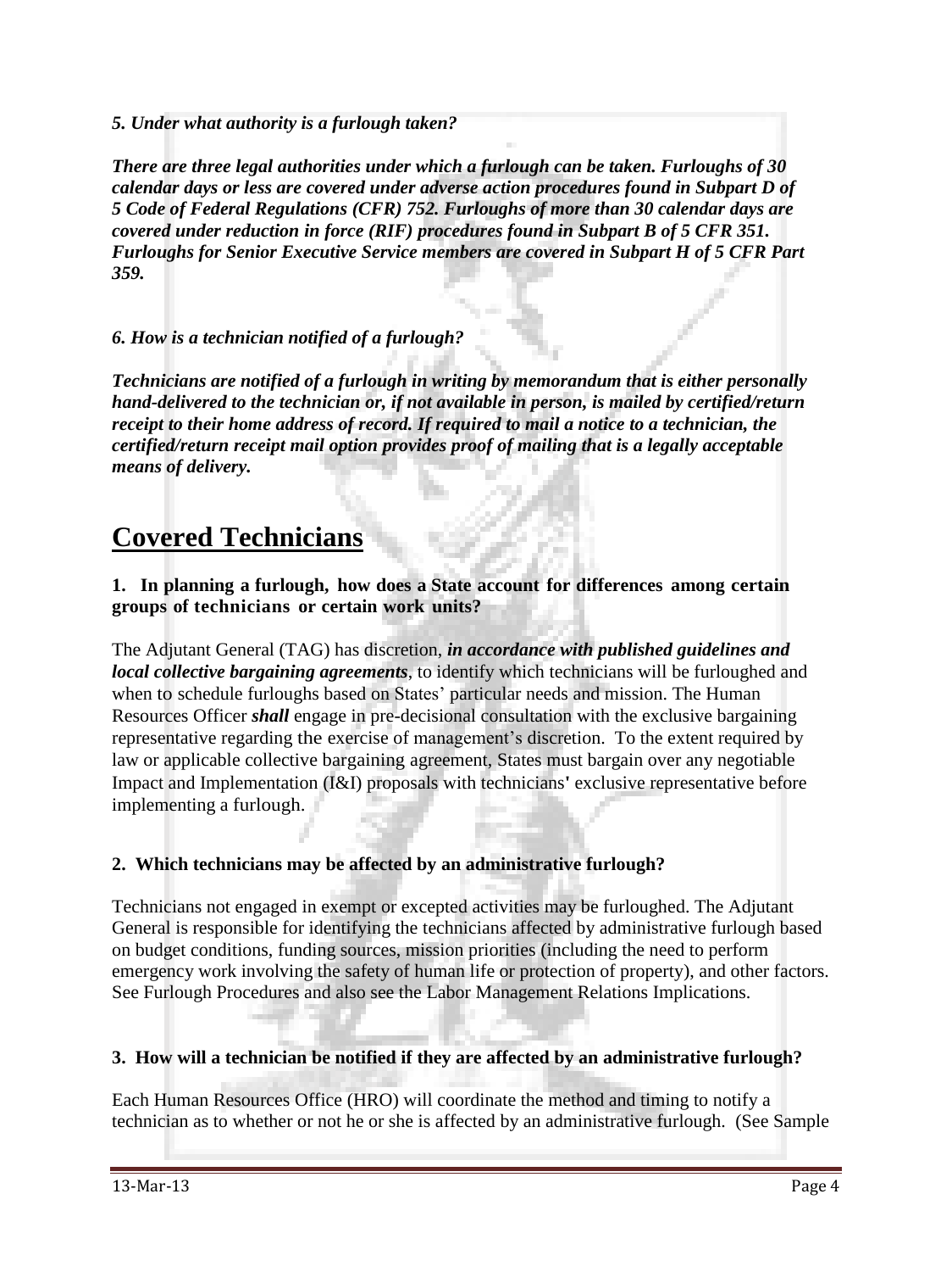*5. Under what authority is a furlough taken?*

***There are three legal authorities under which a furlough can be taken. Furloughs of 30 calendar days or less are covered under adverse action procedures found in Subpart D of 5 Code of Federal Regulations (CFR) 752. Furloughs of more than 30 calendar days are covered under reduction in force (RIF) procedures found in Subpart B of 5 CFR 351. Furloughs for Senior Executive Service members are covered in Subpart H of 5 CFR Part 359.***

*6. How is a technician notified of a furlough?*

***Technicians are notified of a furlough in writing by memorandum that is either personally hand-delivered to the technician or, if not available in person, is mailed by certified/return receipt to their home address of record. If required to mail a notice to a technician, the certified/return receipt mail option provides proof of mailing that is a legally acceptable means of delivery.***

# Covered Technicians

**1. In planning a furlough, how does a State account for differences among certain groups of technicians or certain work units?**

The Adjutant General (TAG) has discretion, ***in accordance with published guidelines and local collective bargaining agreements***, to identify which technicians will be furloughed and when to schedule furloughs based on States' particular needs and mission. The Human Resources Officer ***shall*** engage in pre-decisional consultation with the exclusive bargaining representative regarding the exercise of management's discretion. To the extent required by law or applicable collective bargaining agreement, States must bargain over any negotiable Impact and Implementation (I&I) proposals with technicians' exclusive representative before implementing a furlough.

**2. Which technicians may be affected by an administrative furlough?**

Technicians not engaged in exempt or excepted activities may be furloughed. The Adjutant General is responsible for identifying the technicians affected by administrative furlough based on budget conditions, funding sources, mission priorities (including the need to perform emergency work involving the safety of human life or protection of property), and other factors. See Furlough Procedures and also see the Labor Management Relations Implications.

**3. How will a technician be notified if they are affected by an administrative furlough?**

Each Human Resources Office (HRO) will coordinate the method and timing to notify a technician as to whether or not he or she is affected by an administrative furlough. (See Sample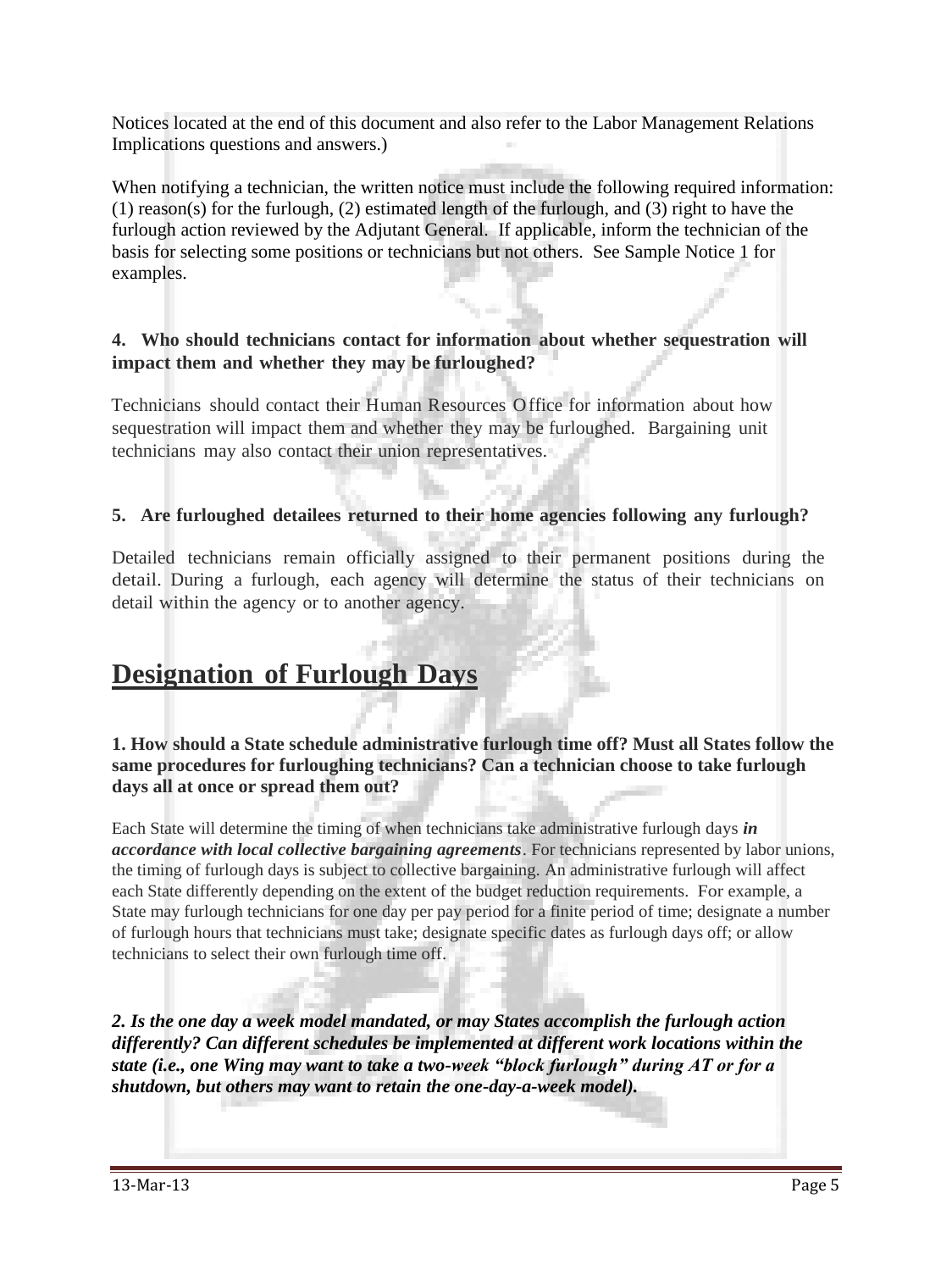Notices located at the end of this document and also refer to the Labor Management Relations Implications questions and answers.)

When notifying a technician, the written notice must include the following required information: (1) reason(s) for the furlough, (2) estimated length of the furlough, and (3) right to have the furlough action reviewed by the Adjutant General. If applicable, inform the technician of the basis for selecting some positions or technicians but not others. See Sample Notice 1 for examples.

**4. Who should technicians contact for information about whether sequestration will impact them and whether they may be furloughed?**

Technicians should contact their Human Resources Office for information about how sequestration will impact them and whether they may be furloughed. Bargaining unit technicians may also contact their union representatives.

**5. Are furloughed detailees returned to their home agencies following any furlough?**

Detailed technicians remain officially assigned to their permanent positions during the detail. During a furlough, each agency will determine the status of their technicians on detail within the agency or to another agency.

## Designation of Furlough Days

**1. How should a State schedule administrative furlough time off? Must all States follow the same procedures for furloughing technicians? Can a technician choose to take furlough days all at once or spread them out?**

Each State will determine the timing of when technicians take administrative furlough days ***in accordance with local collective bargaining agreements***. For technicians represented by labor unions, the timing of furlough days is subject to collective bargaining. An administrative furlough will affect each State differently depending on the extent of the budget reduction requirements. For example, a State may furlough technicians for one day per pay period for a finite period of time; designate a number of furlough hours that technicians must take; designate specific dates as furlough days off; or allow technicians to select their own furlough time off.

***2. Is the one day a week model mandated, or may States accomplish the furlough action differently? Can different schedules be implemented at different work locations within the state (i.e., one Wing may want to take a two-week "block furlough" during AT or for a shutdown, but others may want to retain the one-day-a-week model).***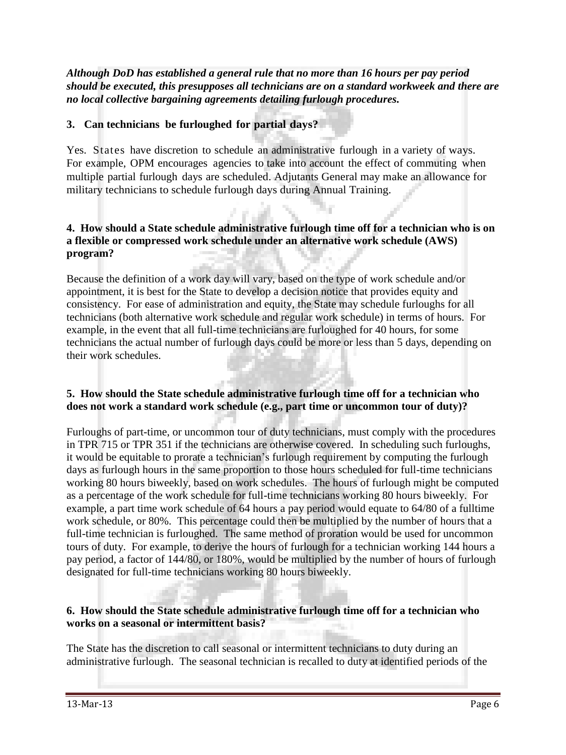***Although DoD has established a general rule that no more than 16 hours per pay period should be executed, this presupposes all technicians are on a standard workweek and there are no local collective bargaining agreements detailing furlough procedures.***

**3. Can technicians be furloughed for partial days?**

Yes. States have discretion to schedule an administrative furlough in a variety of ways. For example, OPM encourages agencies to take into account the effect of commuting when multiple partial furlough days are scheduled. Adjutants General may make an allowance for military technicians to schedule furlough days during Annual Training.

**4. How should a State schedule administrative furlough time off for a technician who is on a flexible or compressed work schedule under an alternative work schedule (AWS) program?**

Because the definition of a work day will vary, based on the type of work schedule and/or appointment, it is best for the State to develop a decision notice that provides equity and consistency. For ease of administration and equity, the State may schedule furloughs for all technicians (both alternative work schedule and regular work schedule) in terms of hours. For example, in the event that all full-time technicians are furloughed for 40 hours, for some technicians the actual number of furlough days could be more or less than 5 days, depending on their work schedules.

**5. How should the State schedule administrative furlough time off for a technician who does not work a standard work schedule (e.g., part time or uncommon tour of duty)?**

Furloughs of part-time, or uncommon tour of duty technicians, must comply with the procedures in TPR 715 or TPR 351 if the technicians are otherwise covered. In scheduling such furloughs, it would be equitable to prorate a technician's furlough requirement by computing the furlough days as furlough hours in the same proportion to those hours scheduled for full-time technicians working 80 hours biweekly, based on work schedules. The hours of furlough might be computed as a percentage of the work schedule for full-time technicians working 80 hours biweekly. For example, a part time work schedule of 64 hours a pay period would equate to 64/80 of a fulltime work schedule, or 80%. This percentage could then be multiplied by the number of hours that a full-time technician is furloughed. The same method of proration would be used for uncommon tours of duty. For example, to derive the hours of furlough for a technician working 144 hours a pay period, a factor of 144/80, or 180%, would be multiplied by the number of hours of furlough designated for full-time technicians working 80 hours biweekly.

**6. How should the State schedule administrative furlough time off for a technician who works on a seasonal or intermittent basis?**

The State has the discretion to call seasonal or intermittent technicians to duty during an administrative furlough. The seasonal technician is recalled to duty at identified periods of the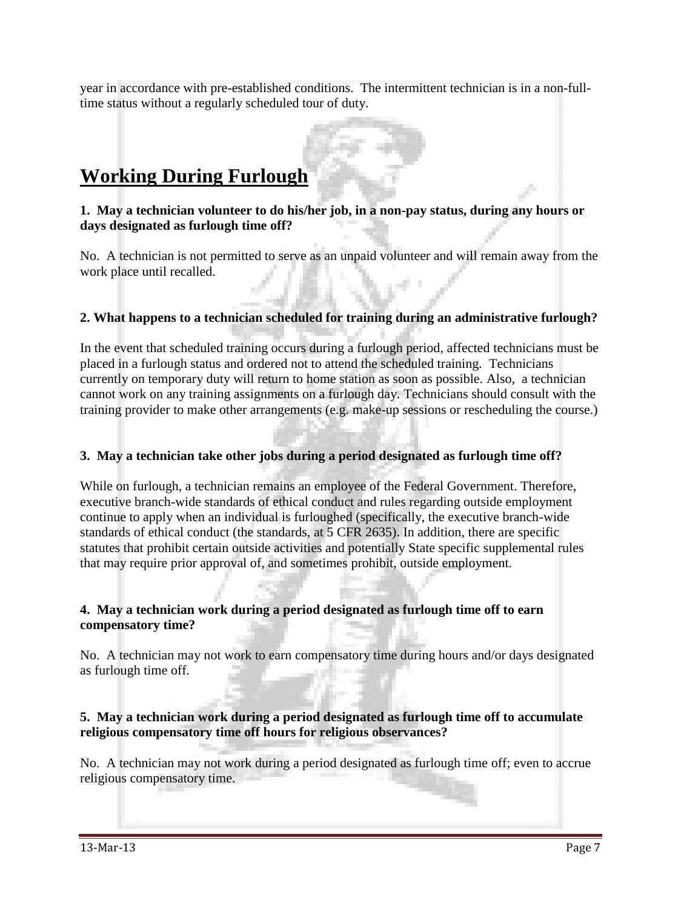year in accordance with pre-established conditions. The intermittent technician is in a non-full-time status without a regularly scheduled tour of duty.

# Working During Furlough

**1. May a technician volunteer to do his/her job, in a non-pay status, during any hours or days designated as furlough time off?**

No. A technician is not permitted to serve as an unpaid volunteer and will remain away from the work place until recalled.

**2. What happens to a technician scheduled for training during an administrative furlough?**

In the event that scheduled training occurs during a furlough period, affected technicians must be placed in a furlough status and ordered not to attend the scheduled training. Technicians currently on temporary duty will return to home station as soon as possible. Also, a technician cannot work on any training assignments on a furlough day. Technicians should consult with the training provider to make other arrangements (e.g. make-up sessions or rescheduling the course.)

**3. May a technician take other jobs during a period designated as furlough time off?**

While on furlough, a technician remains an employee of the Federal Government. Therefore, executive branch-wide standards of ethical conduct and rules regarding outside employment continue to apply when an individual is furloughed (specifically, the executive branch-wide standards of ethical conduct (the standards, at 5 CFR 2635). In addition, there are specific statutes that prohibit certain outside activities and potentially State specific supplemental rules that may require prior approval of, and sometimes prohibit, outside employment.

**4. May a technician work during a period designated as furlough time off to earn compensatory time?**

No. A technician may not work to earn compensatory time during hours and/or days designated as furlough time off.

**5. May a technician work during a period designated as furlough time off to accumulate religious compensatory time off hours for religious observances?**

No. A technician may not work during a period designated as furlough time off; even to accrue religious compensatory time.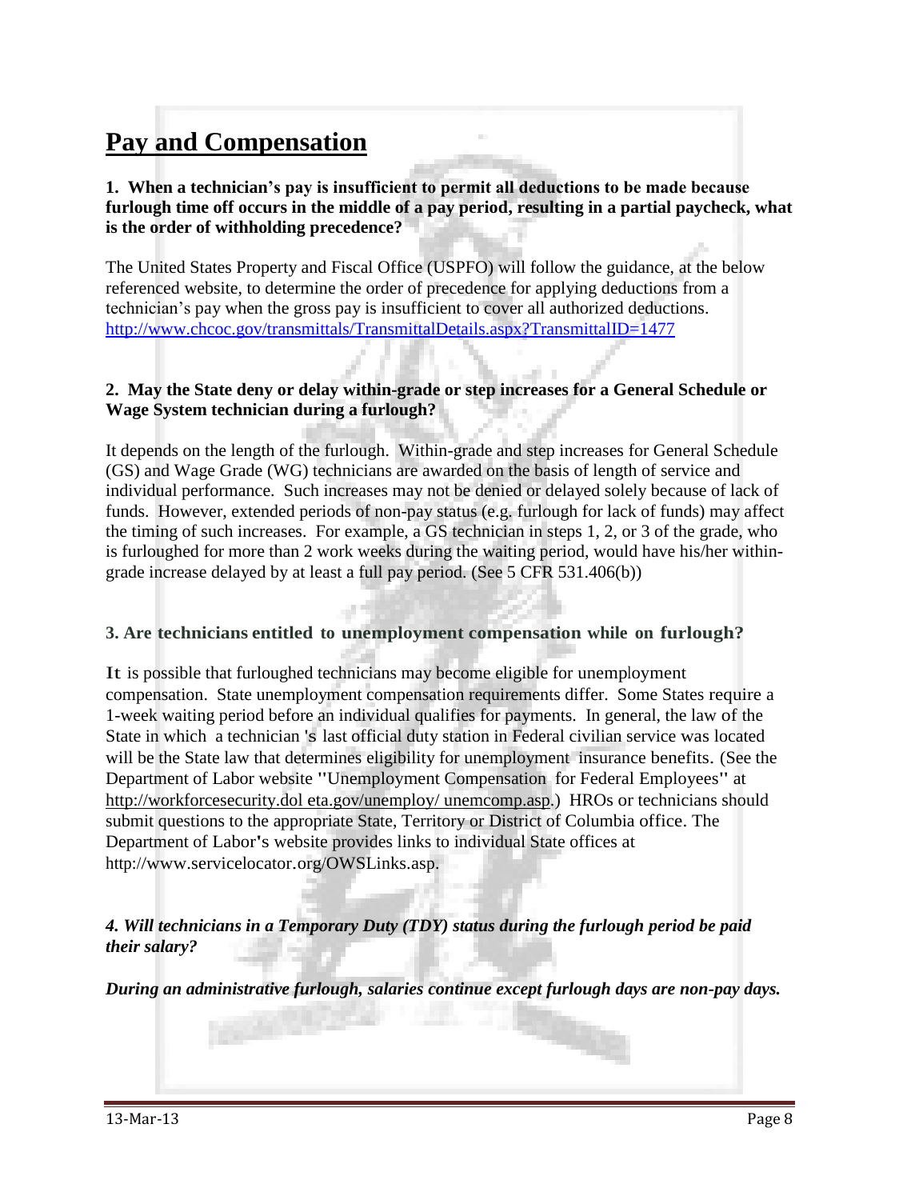# Pay and Compensation

**1. When a technician's pay is insufficient to permit all deductions to be made because furlough time off occurs in the middle of a pay period, resulting in a partial paycheck, what is the order of withholding precedence?**

The United States Property and Fiscal Office (USPFO) will follow the guidance, at the below referenced website, to determine the order of precedence for applying deductions from a technician's pay when the gross pay is insufficient to cover all authorized deductions. http://www.chcoc.gov/transmittals/TransmittalDetails.aspx?TransmittalID=1477

**2. May the State deny or delay within-grade or step increases for a General Schedule or Wage System technician during a furlough?**

It depends on the length of the furlough. Within-grade and step increases for General Schedule (GS) and Wage Grade (WG) technicians are awarded on the basis of length of service and individual performance. Such increases may not be denied or delayed solely because of lack of funds. However, extended periods of non-pay status (e.g. furlough for lack of funds) may affect the timing of such increases. For example, a GS technician in steps 1, 2, or 3 of the grade, who is furloughed for more than 2 work weeks during the waiting period, would have his/her within-grade increase delayed by at least a full pay period. (See 5 CFR 531.406(b))

**3. Are technicians entitled to unemployment compensation while on furlough?**

It is possible that furloughed technicians may become eligible for unemployment compensation. State unemployment compensation requirements differ. Some States require a 1-week waiting period before an individual qualifies for payments. In general, the law of the State in which a technician 's last official duty station in Federal civilian service was located will be the State law that determines eligibility for unemployment insurance benefits. (See the Department of Labor website "Unemployment Compensation for Federal Employees" at http://workforcesecurity.dol eta.gov/unemploy/ unemcomp.asp.) HROs or technicians should submit questions to the appropriate State, Territory or District of Columbia office. The Department of Labor's website provides links to individual State offices at http://www.servicelocator.org/OWSLinks.asp.

***4. Will technicians in a Temporary Duty (TDY) status during the furlough period be paid their salary?***

***During an administrative furlough, salaries continue except furlough days are non-pay days.***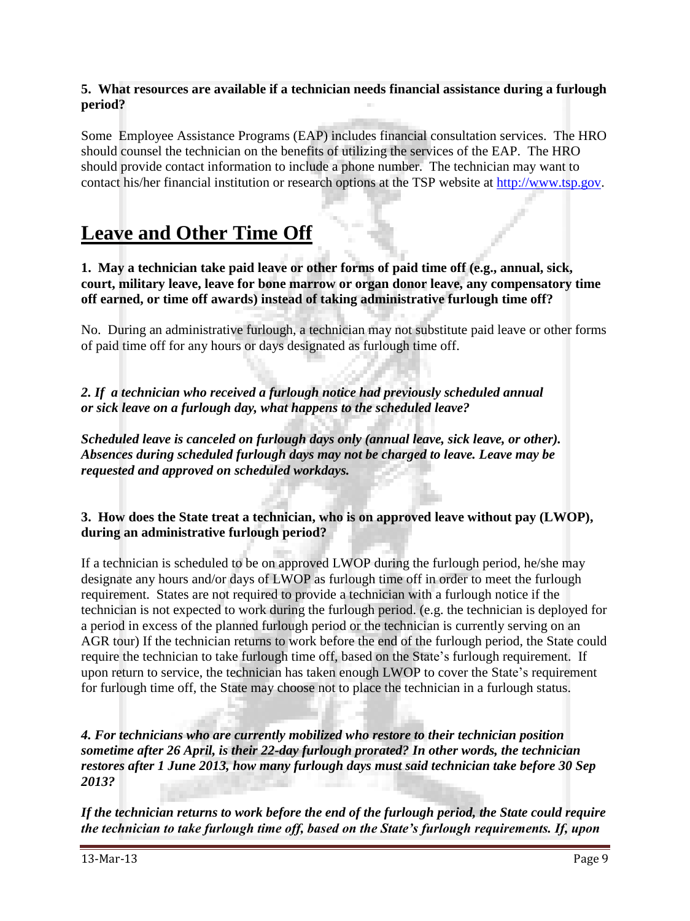**5. What resources are available if a technician needs financial assistance during a furlough period?**

Some Employee Assistance Programs (EAP) includes financial consultation services. The HRO should counsel the technician on the benefits of utilizing the services of the EAP. The HRO should provide contact information to include a phone number. The technician may want to contact his/her financial institution or research options at the TSP website at http://www.tsp.gov.

# Leave and Other Time Off

**1. May a technician take paid leave or other forms of paid time off (e.g., annual, sick, court, military leave, leave for bone marrow or organ donor leave, any compensatory time off earned, or time off awards) instead of taking administrative furlough time off?**

No. During an administrative furlough, a technician may not substitute paid leave or other forms of paid time off for any hours or days designated as furlough time off.

***2. If a technician who received a furlough notice had previously scheduled annual or sick leave on a furlough day, what happens to the scheduled leave?***

***Scheduled leave is canceled on furlough days only (annual leave, sick leave, or other). Absences during scheduled furlough days may not be charged to leave. Leave may be requested and approved on scheduled workdays.***

**3. How does the State treat a technician, who is on approved leave without pay (LWOP), during an administrative furlough period?**

If a technician is scheduled to be on approved LWOP during the furlough period, he/she may designate any hours and/or days of LWOP as furlough time off in order to meet the furlough requirement. States are not required to provide a technician with a furlough notice if the technician is not expected to work during the furlough period. (e.g. the technician is deployed for a period in excess of the planned furlough period or the technician is currently serving on an AGR tour) If the technician returns to work before the end of the furlough period, the State could require the technician to take furlough time off, based on the State's furlough requirement. If upon return to service, the technician has taken enough LWOP to cover the State's requirement for furlough time off, the State may choose not to place the technician in a furlough status.

***4. For technicians who are currently mobilized who restore to their technician position sometime after 26 April, is their 22-day furlough prorated? In other words, the technician restores after 1 June 2013, how many furlough days must said technician take before 30 Sep 2013?***

***If the technician returns to work before the end of the furlough period, the State could require the technician to take furlough time off, based on the State's furlough requirements. If, upon***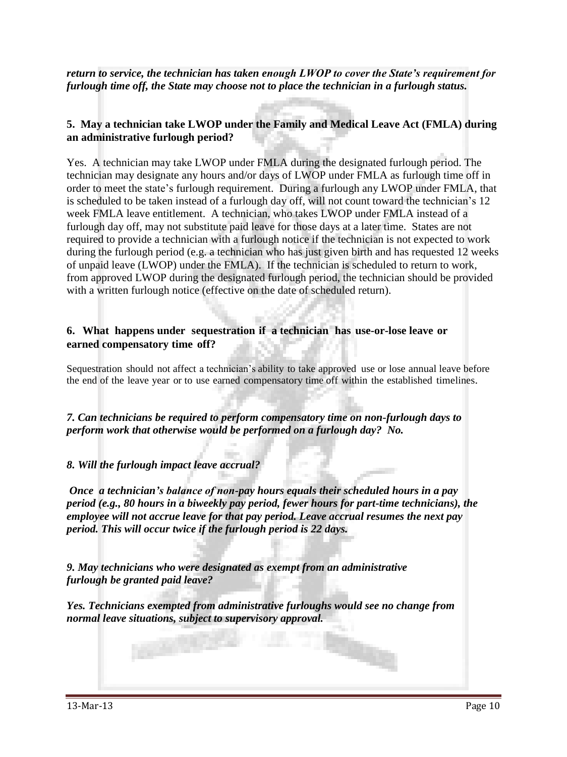***return to service, the technician has taken enough LWOP to cover the State's requirement for furlough time off, the State may choose not to place the technician in a furlough status.***

**5. May a technician take LWOP under the Family and Medical Leave Act (FMLA) during an administrative furlough period?**

Yes. A technician may take LWOP under FMLA during the designated furlough period. The technician may designate any hours and/or days of LWOP under FMLA as furlough time off in order to meet the state's furlough requirement. During a furlough any LWOP under FMLA, that is scheduled to be taken instead of a furlough day off, will not count toward the technician's 12 week FMLA leave entitlement. A technician, who takes LWOP under FMLA instead of a furlough day off, may not substitute paid leave for those days at a later time. States are not required to provide a technician with a furlough notice if the technician is not expected to work during the furlough period (e.g. a technician who has just given birth and has requested 12 weeks of unpaid leave (LWOP) under the FMLA). If the technician is scheduled to return to work, from approved LWOP during the designated furlough period, the technician should be provided with a written furlough notice (effective on the date of scheduled return).

**6. What happens under sequestration if a technician has use-or-lose leave or earned compensatory time off?**

Sequestration should not affect a technician's ability to take approved use or lose annual leave before the end of the leave year or to use earned compensatory time off within the established timelines.

***7. Can technicians be required to perform compensatory time on non-furlough days to perform work that otherwise would be performed on a furlough day? No.***

***8. Will the furlough impact leave accrual?***

***Once a technician's balance of non-pay hours equals their scheduled hours in a pay period (e.g., 80 hours in a biweekly pay period, fewer hours for part-time technicians), the employee will not accrue leave for that pay period. Leave accrual resumes the next pay period. This will occur twice if the furlough period is 22 days.***

***9. May technicians who were designated as exempt from an administrative furlough be granted paid leave?***

***Yes. Technicians exempted from administrative furloughs would see no change from normal leave situations, subject to supervisory approval.***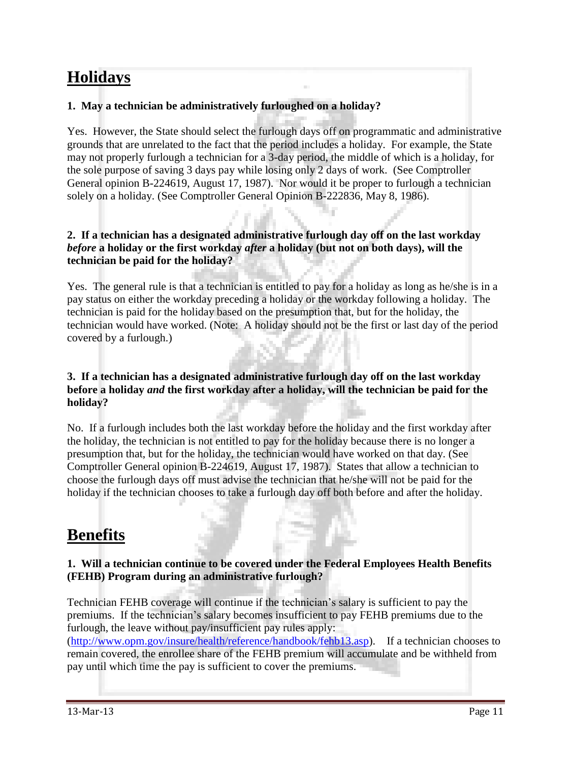# Holidays

**1. May a technician be administratively furloughed on a holiday?**

Yes. However, the State should select the furlough days off on programmatic and administrative grounds that are unrelated to the fact that the period includes a holiday. For example, the State may not properly furlough a technician for a 3-day period, the middle of which is a holiday, for the sole purpose of saving 3 days pay while losing only 2 days of work. (See Comptroller General opinion B-224619, August 17, 1987). Nor would it be proper to furlough a technician solely on a holiday. (See Comptroller General Opinion B-222836, May 8, 1986).

**2. If a technician has a designated administrative furlough day off on the last workday *before* a holiday or the first workday *after* a holiday (but not on both days), will the technician be paid for the holiday?**

Yes. The general rule is that a technician is entitled to pay for a holiday as long as he/she is in a pay status on either the workday preceding a holiday or the workday following a holiday. The technician is paid for the holiday based on the presumption that, but for the holiday, the technician would have worked. (Note: A holiday should not be the first or last day of the period covered by a furlough.)

**3. If a technician has a designated administrative furlough day off on the last workday before a holiday *and* the first workday after a holiday, will the technician be paid for the holiday?**

No. If a furlough includes both the last workday before the holiday and the first workday after the holiday, the technician is not entitled to pay for the holiday because there is no longer a presumption that, but for the holiday, the technician would have worked on that day. (See Comptroller General opinion B-224619, August 17, 1987). States that allow a technician to choose the furlough days off must advise the technician that he/she will not be paid for the holiday if the technician chooses to take a furlough day off both before and after the holiday.

# Benefits

**1. Will a technician continue to be covered under the Federal Employees Health Benefits (FEHB) Program during an administrative furlough?**

Technician FEHB coverage will continue if the technician's salary is sufficient to pay the premiums. If the technician's salary becomes insufficient to pay FEHB premiums due to the furlough, the leave without pay/insufficient pay rules apply: (http://www.opm.gov/insure/health/reference/handbook/fehb13.asp). If a technician chooses to remain covered, the enrollee share of the FEHB premium will accumulate and be withheld from pay until which time the pay is sufficient to cover the premiums.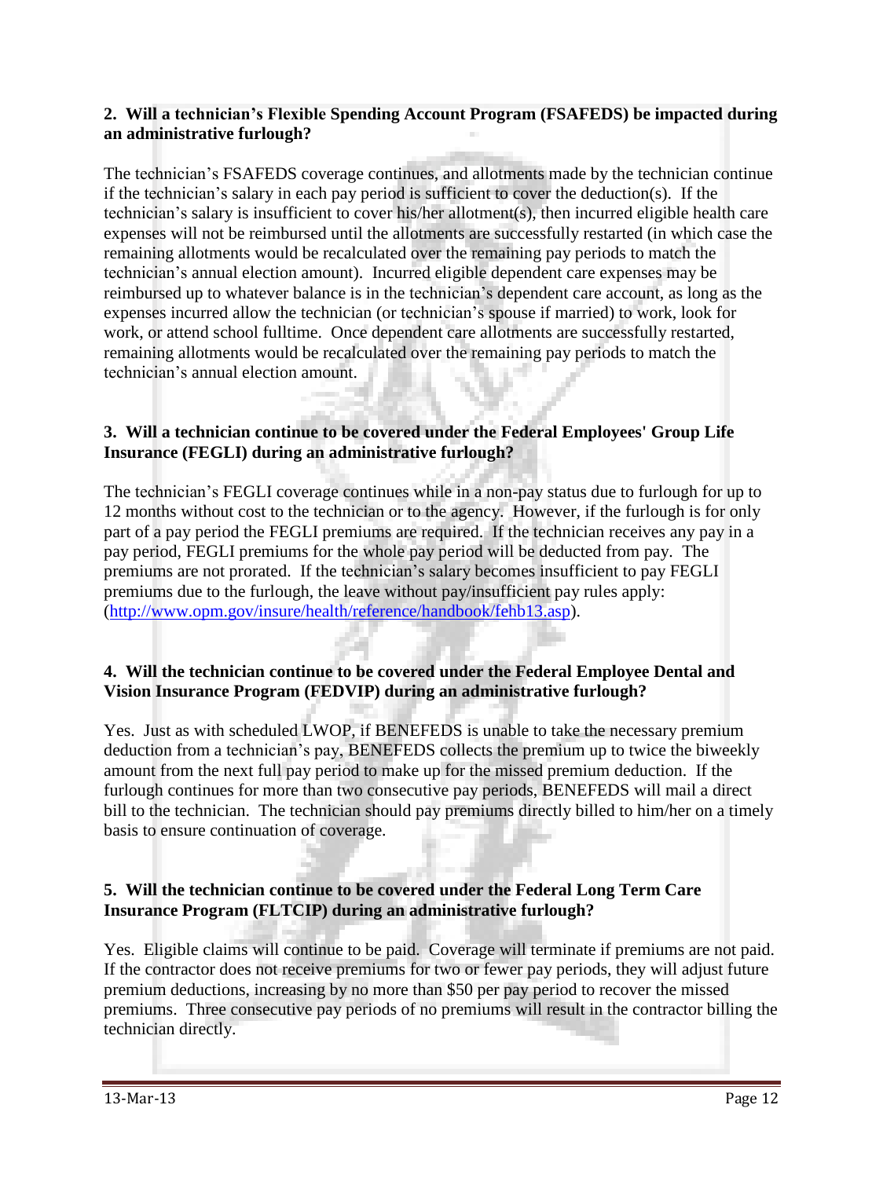**2. Will a technician's Flexible Spending Account Program (FSAFEDS) be impacted during an administrative furlough?**

The technician's FSAFEDS coverage continues, and allotments made by the technician continue if the technician's salary in each pay period is sufficient to cover the deduction(s). If the technician's salary is insufficient to cover his/her allotment(s), then incurred eligible health care expenses will not be reimbursed until the allotments are successfully restarted (in which case the remaining allotments would be recalculated over the remaining pay periods to match the technician's annual election amount). Incurred eligible dependent care expenses may be reimbursed up to whatever balance is in the technician's dependent care account, as long as the expenses incurred allow the technician (or technician's spouse if married) to work, look for work, or attend school fulltime. Once dependent care allotments are successfully restarted, remaining allotments would be recalculated over the remaining pay periods to match the technician's annual election amount.

**3. Will a technician continue to be covered under the Federal Employees' Group Life Insurance (FEGLI) during an administrative furlough?**

The technician's FEGLI coverage continues while in a non-pay status due to furlough for up to 12 months without cost to the technician or to the agency. However, if the furlough is for only part of a pay period the FEGLI premiums are required. If the technician receives any pay in a pay period, FEGLI premiums for the whole pay period will be deducted from pay. The premiums are not prorated. If the technician's salary becomes insufficient to pay FEGLI premiums due to the furlough, the leave without pay/insufficient pay rules apply: (http://www.opm.gov/insure/health/reference/handbook/fehb13.asp).

**4. Will the technician continue to be covered under the Federal Employee Dental and Vision Insurance Program (FEDVIP) during an administrative furlough?**

Yes. Just as with scheduled LWOP, if BENEFEDS is unable to take the necessary premium deduction from a technician's pay, BENEFEDS collects the premium up to twice the biweekly amount from the next full pay period to make up for the missed premium deduction. If the furlough continues for more than two consecutive pay periods, BENEFEDS will mail a direct bill to the technician. The technician should pay premiums directly billed to him/her on a timely basis to ensure continuation of coverage.

**5. Will the technician continue to be covered under the Federal Long Term Care Insurance Program (FLTCIP) during an administrative furlough?**

Yes. Eligible claims will continue to be paid. Coverage will terminate if premiums are not paid. If the contractor does not receive premiums for two or fewer pay periods, they will adjust future premium deductions, increasing by no more than $50 per pay period to recover the missed premiums. Three consecutive pay periods of no premiums will result in the contractor billing the technician directly.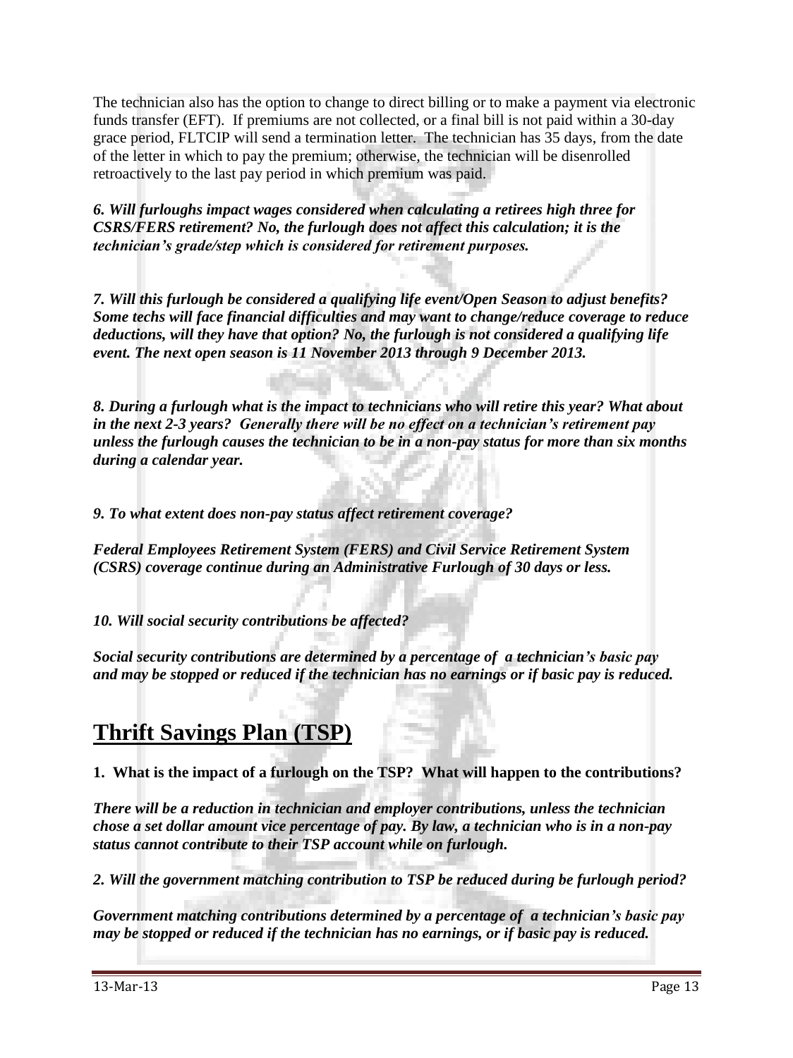The technician also has the option to change to direct billing or to make a payment via electronic funds transfer (EFT). If premiums are not collected, or a final bill is not paid within a 30-day grace period, FLTCIP will send a termination letter. The technician has 35 days, from the date of the letter in which to pay the premium; otherwise, the technician will be disenrolled retroactively to the last pay period in which premium was paid.

***6. Will furloughs impact wages considered when calculating a retirees high three for CSRS/FERS retirement? No, the furlough does not affect this calculation; it is the technician's grade/step which is considered for retirement purposes.***

***7. Will this furlough be considered a qualifying life event/Open Season to adjust benefits? Some techs will face financial difficulties and may want to change/reduce coverage to reduce deductions, will they have that option? No, the furlough is not considered a qualifying life event. The next open season is 11 November 2013 through 9 December 2013.***

***8. During a furlough what is the impact to technicians who will retire this year? What about in the next 2-3 years? Generally there will be no effect on a technician's retirement pay unless the furlough causes the technician to be in a non-pay status for more than six months during a calendar year.***

***9. To what extent does non-pay status affect retirement coverage?***

***Federal Employees Retirement System (FERS) and Civil Service Retirement System (CSRS) coverage continue during an Administrative Furlough of 30 days or less.***

***10. Will social security contributions be affected?***

***Social security contributions are determined by a percentage of a technician's basic pay and may be stopped or reduced if the technician has no earnings or if basic pay is reduced.***

## Thrift Savings Plan (TSP)

**1. What is the impact of a furlough on the TSP? What will happen to the contributions?**

***There will be a reduction in technician and employer contributions, unless the technician chose a set dollar amount vice percentage of pay. By law, a technician who is in a non-pay status cannot contribute to their TSP account while on furlough.***

***2. Will the government matching contribution to TSP be reduced during be furlough period?***

***Government matching contributions determined by a percentage of a technician's basic pay may be stopped or reduced if the technician has no earnings, or if basic pay is reduced.***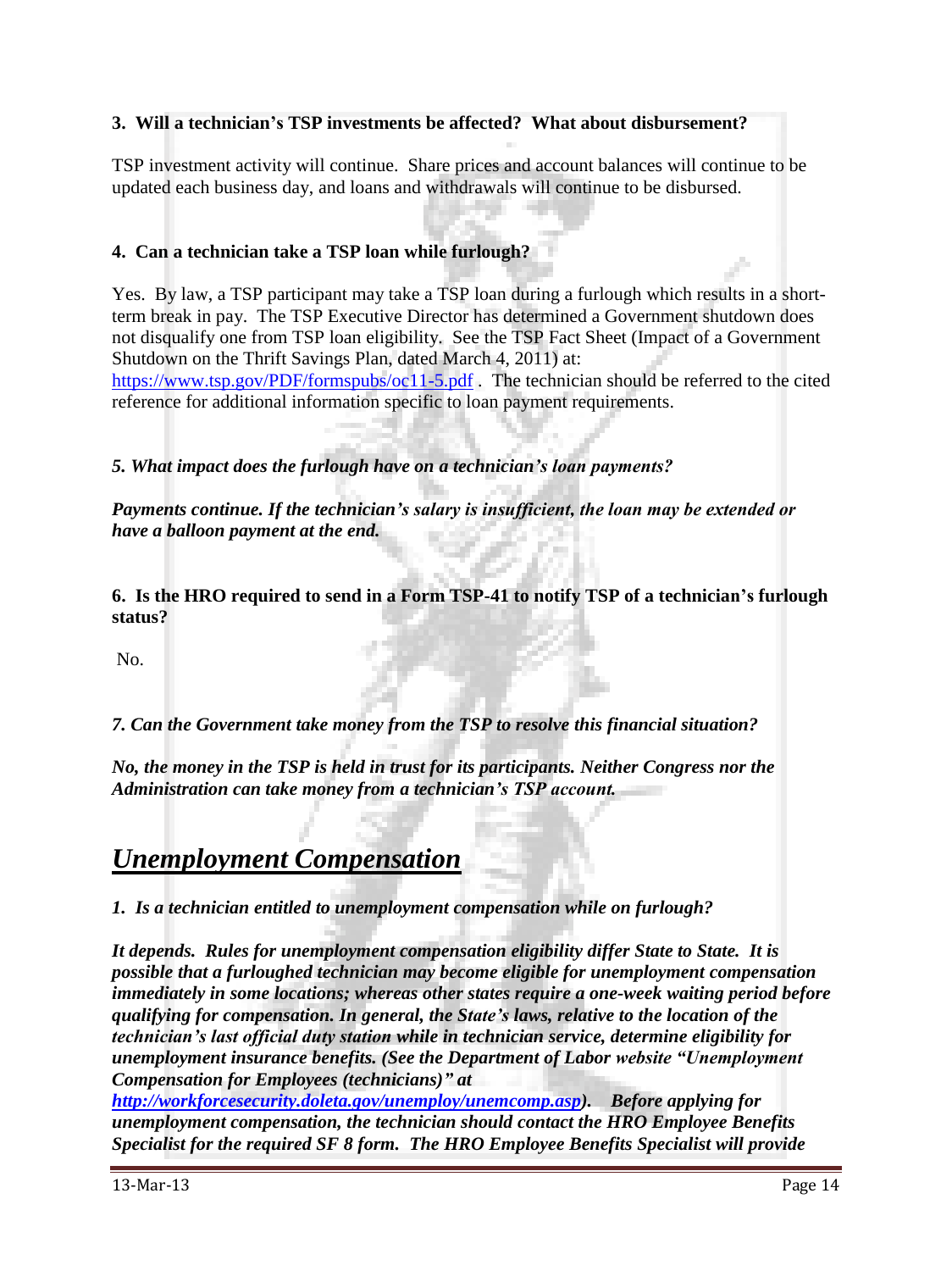**3. Will a technician's TSP investments be affected? What about disbursement?**

TSP investment activity will continue. Share prices and account balances will continue to be updated each business day, and loans and withdrawals will continue to be disbursed.

**4. Can a technician take a TSP loan while furlough?**

Yes. By law, a TSP participant may take a TSP loan during a furlough which results in a short-term break in pay. The TSP Executive Director has determined a Government shutdown does not disqualify one from TSP loan eligibility. See the TSP Fact Sheet (Impact of a Government Shutdown on the Thrift Savings Plan, dated March 4, 2011) at: https://www.tsp.gov/PDF/formspubs/oc11-5.pdf . The technician should be referred to the cited reference for additional information specific to loan payment requirements.

***5. What impact does the furlough have on a technician's loan payments?***

***Payments continue. If the technician's salary is insufficient, the loan may be extended or have a balloon payment at the end.***

**6. Is the HRO required to send in a Form TSP-41 to notify TSP of a technician's furlough status?**

No.

***7. Can the Government take money from the TSP to resolve this financial situation?***

***No, the money in the TSP is held in trust for its participants. Neither Congress nor the Administration can take money from a technician's TSP account.***

# *Unemployment Compensation*

***1. Is a technician entitled to unemployment compensation while on furlough?***

***It depends. Rules for unemployment compensation eligibility differ State to State. It is possible that a furloughed technician may become eligible for unemployment compensation immediately in some locations; whereas other states require a one-week waiting period before qualifying for compensation. In general, the State's laws, relative to the location of the technician's last official duty station while in technician service, determine eligibility for unemployment insurance benefits. (See the Department of Labor website "Unemployment Compensation for Employees (technicians)" at http://workforcesecurity.doleta.gov/unemploy/unemcomp.asp). Before applying for unemployment compensation, the technician should contact the HRO Employee Benefits Specialist for the required SF 8 form. The HRO Employee Benefits Specialist will provide***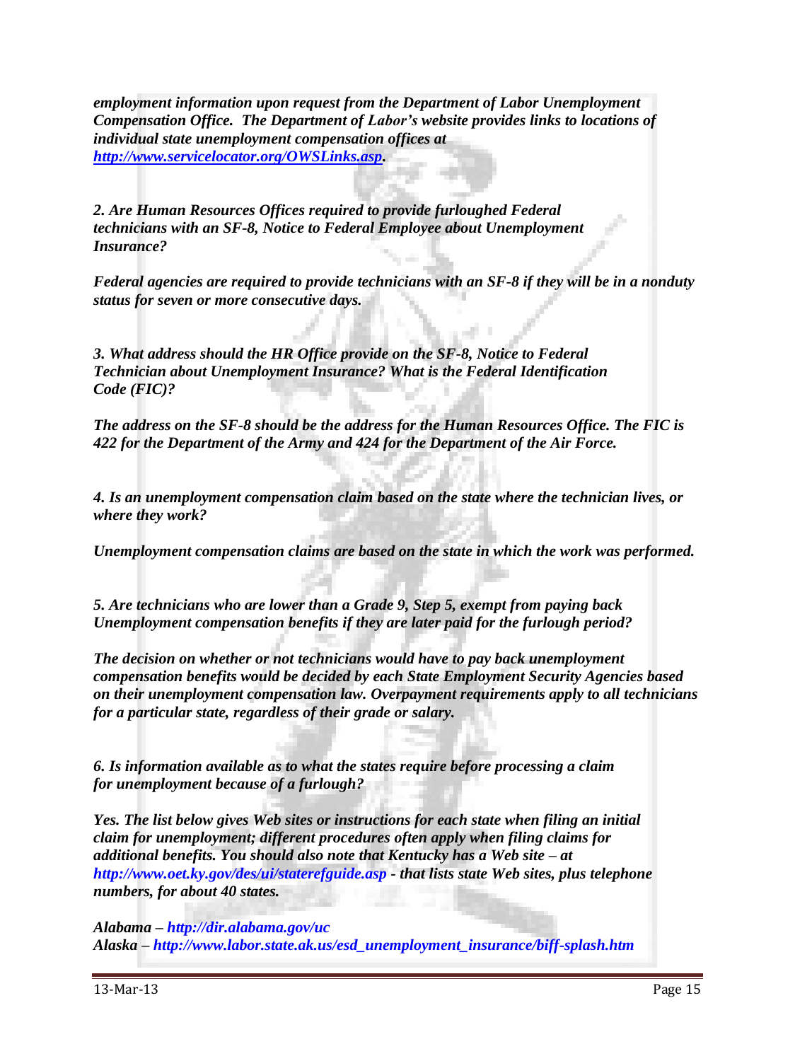***employment information upon request from the Department of Labor Unemployment Compensation Office. The Department of Labor's website provides links to locations of individual state unemployment compensation offices at [http://www.servicelocator.org/OWSLinks.asp](http://www.servicelocator.org/OWSLinks.asp).***

***2. Are Human Resources Offices required to provide furloughed Federal technicians with an SF-8, Notice to Federal Employee about Unemployment Insurance?***

***Federal agencies are required to provide technicians with an SF-8 if they will be in a nonduty status for seven or more consecutive days.***

***3. What address should the HR Office provide on the SF-8, Notice to Federal Technician about Unemployment Insurance? What is the Federal Identification Code (FIC)?***

***The address on the SF-8 should be the address for the Human Resources Office. The FIC is 422 for the Department of the Army and 424 for the Department of the Air Force.***

***4. Is an unemployment compensation claim based on the state where the technician lives, or where they work?***

***Unemployment compensation claims are based on the state in which the work was performed.***

***5. Are technicians who are lower than a Grade 9, Step 5, exempt from paying back Unemployment compensation benefits if they are later paid for the furlough period?***

***The decision on whether or not technicians would have to pay back unemployment compensation benefits would be decided by each State Employment Security Agencies based on their unemployment compensation law. Overpayment requirements apply to all technicians for a particular state, regardless of their grade or salary.***

***6. Is information available as to what the states require before processing a claim for unemployment because of a furlough?***

***Yes. The list below gives Web sites or instructions for each state when filing an initial claim for unemployment; different procedures often apply when filing claims for additional benefits. You should also note that Kentucky has a Web site – at http://www.oet.ky.gov/des/ui/staterefguide.asp - that lists state Web sites, plus telephone numbers, for about 40 states.***

***Alabama – http://dir.alabama.gov/uc***
***Alaska – http://www.labor.state.ak.us/esd_unemployment_insurance/biff-splash.htm***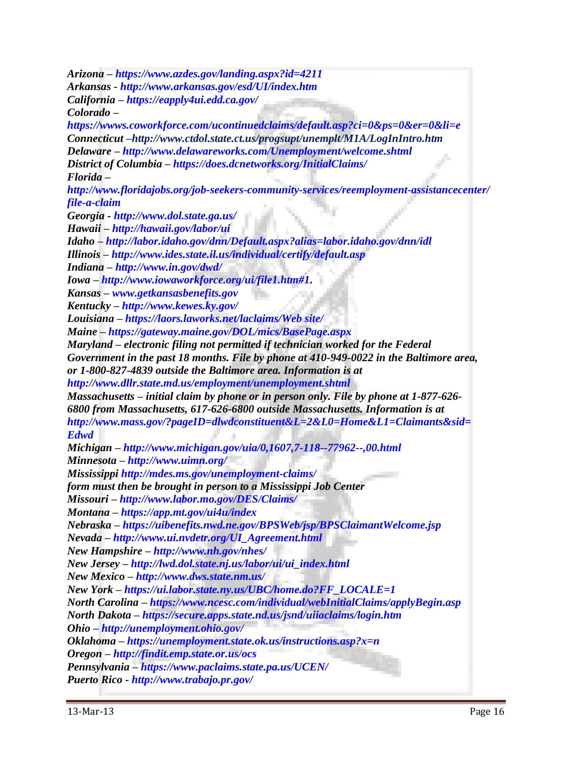***Arizona** – https://www.azdes.gov/landing.aspx?id=4211*
***Arkansas** - http://www.arkansas.gov/esd/UI/index.htm*
***California** – https://eapply4ui.edd.ca.gov/*
***Colorado** –*
*https://wwws.coworkforce.com/ucontinuedclaims/default.asp?ci=0&ps=0&er=0&li=e*
***Connecticut** –http://www.ctdol.state.ct.us/progsupt/unemplt/M1A/LogInIntro.htm*
***Delaware** – http://www.delawareworks.com/Unemployment/welcome.shtml*
***District of Columbia** – https://does.dcnetworks.org/InitialClaims/*
***Florida** –*
*http://www.floridajobs.org/job-seekers-community-services/reemployment-assistancecenter/file-a-claim*
***Georgia** - http://www.dol.state.ga.us/*
***Hawaii** – http://hawaii.gov/labor/ui*
***Idaho** – http://labor.idaho.gov/dnn/Default.aspx?alias=labor.idaho.gov/dnn/idl*
***Illinois** – http://www.ides.state.il.us/individual/certify/default.asp*
***Indiana** – http://www.in.gov/dwd/*
***Iowa** – http://www.iowaworkforce.org/ui/file1.htm#1.*
***Kansas** – www.getkansasbenefits.gov*
***Kentucky** – http://www.kewes.ky.gov/*
***Louisiana** – https://laors.laworks.net/laclaims/Web site/*
***Maine** – https://gateway.maine.gov/DOL/mics/BasePage.aspx*
***Maryland** – electronic filing not permitted if technician worked for the Federal Government in the past 18 months. File by phone at 410-949-0022 in the Baltimore area, or 1-800-827-4839 outside the Baltimore area. Information is at http://www.dllr.state.md.us/employment/unemployment.shtml*
***Massachusetts** – initial claim by phone or in person only. File by phone at 1-877-626-6800 from Massachusetts, 617-626-6800 outside Massachusetts. Information is at http://www.mass.gov/?pageID=dlwdconstituent&L=2&L0=Home&L1=Claimants&sid=Edwd*
***Michigan** – http://www.michigan.gov/uia/0,1607,7-118--77962--,00.html*
***Minnesota** – http://www.uimn.org/*
***Mississippi** http://mdes.ms.gov/unemployment-claims/*
*form must then be brought in person to a Mississippi Job Center*
***Missouri** – http://www.labor.mo.gov/DES/Claims/*
***Montana** – https://app.mt.gov/ui4u/index*
***Nebraska** – https://uibenefits.nwd.ne.gov/BPSWeb/jsp/BPSClaimantWelcome.jsp*
***Nevada** – http://www.ui.nvdetr.org/UI_Agreement.html*
***New Hampshire** – http://www.nh.gov/nhes/*
***New Jersey** – http://lwd.dol.state.nj.us/labor/ui/ui_index.html*
***New Mexico** – http://www.dws.state.nm.us/*
***New York** – https://ui.labor.state.ny.us/UBC/home.do?FF_LOCALE=1*
***North Carolina** – https://www.ncesc.com/individual/webInitialClaims/applyBegin.asp*
***North Dakota** – https://secure.apps.state.nd.us/jsnd/uiiaclaims/login.htm*
***Ohio** – http://unemployment.ohio.gov/*
***Oklahoma** – https://unemployment.state.ok.us/instructions.asp?x=n*
***Oregon** – http://findit.emp.state.or.us/ocs*
***Pennsylvania** – https://www.paclaims.state.pa.us/UCEN/*
***Puerto Rico** - http://www.trabajo.pr.gov/*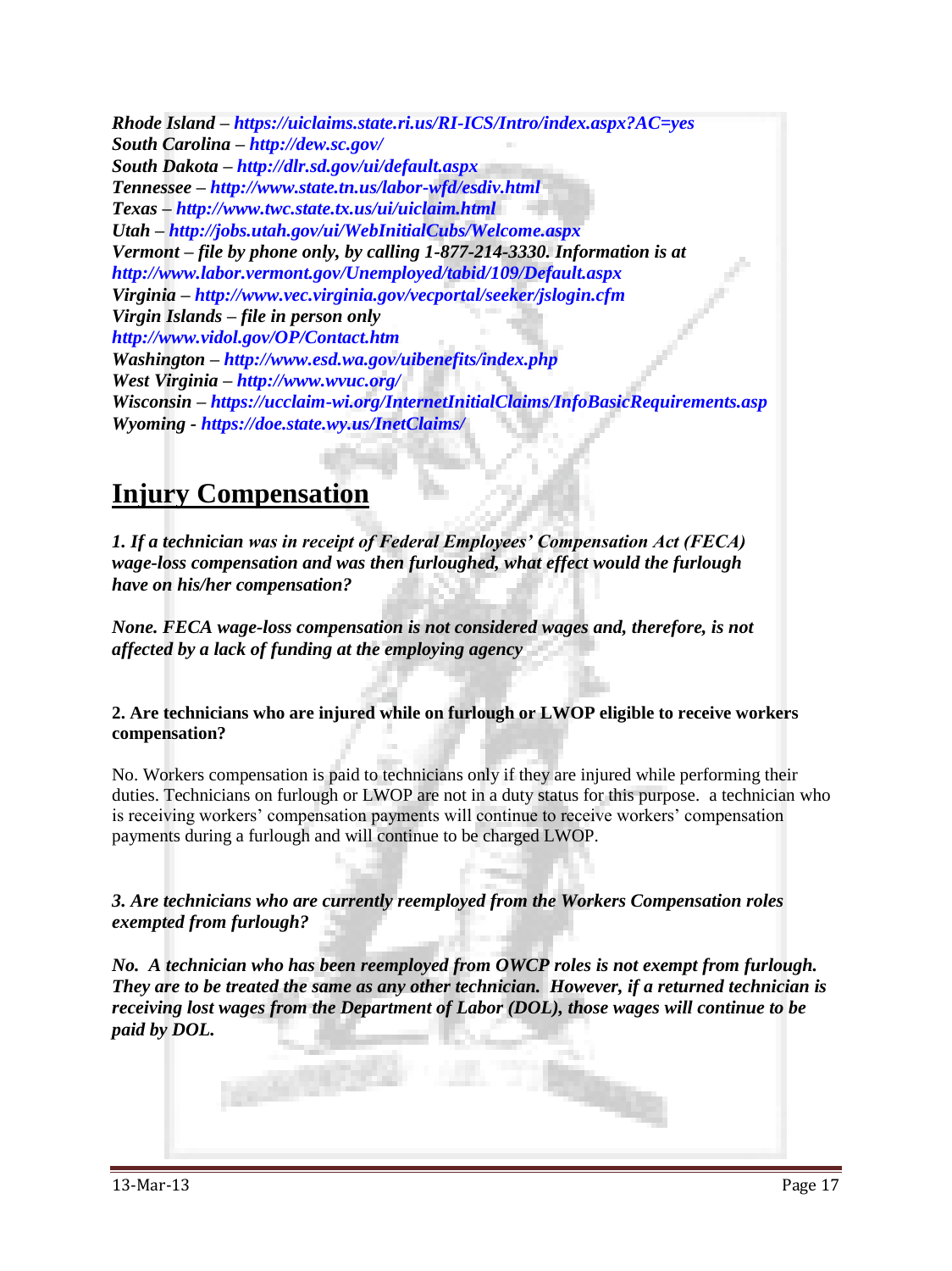***Rhode Island – https://uiclaims.state.ri.us/RI-ICS/Intro/index.aspx?AC=yes***
***South Carolina – http://dew.sc.gov/***
***South Dakota – http://dlr.sd.gov/ui/default.aspx***
***Tennessee – http://www.state.tn.us/labor-wfd/esdiv.html***
***Texas – http://www.twc.state.tx.us/ui/uiclaim.html***
***Utah – http://jobs.utah.gov/ui/WebInitialCubs/Welcome.aspx***
***Vermont – file by phone only, by calling 1-877-214-3330. Information is at http://www.labor.vermont.gov/Unemployed/tabid/109/Default.aspx***
***Virginia – http://www.vec.virginia.gov/vecportal/seeker/jslogin.cfm***
***Virgin Islands – file in person only http://www.vidol.gov/OP/Contact.htm***
***Washington – http://www.esd.wa.gov/uibenefits/index.php***
***West Virginia – http://www.wvuc.org/***
***Wisconsin – https://ucclaim-wi.org/InternetInitialClaims/InfoBasicRequirements.asp***
***Wyoming - https://doe.state.wy.us/InetClaims/***

## Injury Compensation

***1. If a technician was in receipt of Federal Employees' Compensation Act (FECA) wage-loss compensation and was then furloughed, what effect would the furlough have on his/her compensation?***

***None. FECA wage-loss compensation is not considered wages and, therefore, is not affected by a lack of funding at the employing agency***

**2. Are technicians who are injured while on furlough or LWOP eligible to receive workers compensation?**

No. Workers compensation is paid to technicians only if they are injured while performing their duties. Technicians on furlough or LWOP are not in a duty status for this purpose. a technician who is receiving workers' compensation payments will continue to receive workers' compensation payments during a furlough and will continue to be charged LWOP.

***3. Are technicians who are currently reemployed from the Workers Compensation roles exempted from furlough?***

***No. A technician who has been reemployed from OWCP roles is not exempt from furlough. They are to be treated the same as any other technician. However, if a returned technician is receiving lost wages from the Department of Labor (DOL), those wages will continue to be paid by DOL.***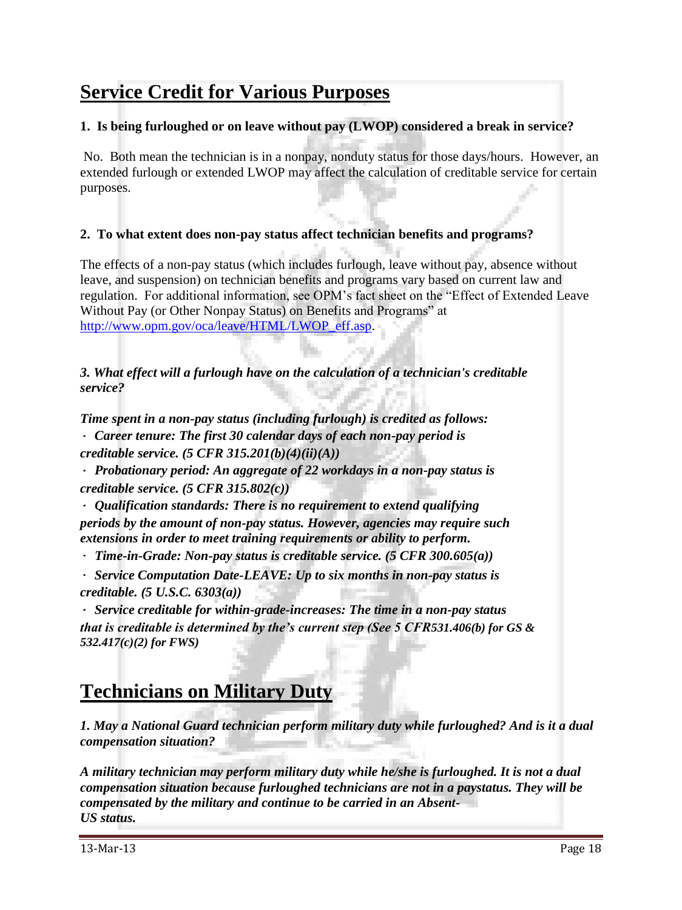# Service Credit for Various Purposes

**1. Is being furloughed or on leave without pay (LWOP) considered a break in service?**

No. Both mean the technician is in a nonpay, nonduty status for those days/hours. However, an extended furlough or extended LWOP may affect the calculation of creditable service for certain purposes.

**2. To what extent does non-pay status affect technician benefits and programs?**

The effects of a non-pay status (which includes furlough, leave without pay, absence without leave, and suspension) on technician benefits and programs vary based on current law and regulation. For additional information, see OPM's fact sheet on the "Effect of Extended Leave Without Pay (or Other Nonpay Status) on Benefits and Programs" at http://www.opm.gov/oca/leave/HTML/LWOP_eff.asp.

***3. What effect will a furlough have on the calculation of a technician's creditable service?***

***Time spent in a non-pay status (including furlough) is credited as follows:***

- ***Career tenure: The first 30 calendar days of each non-pay period is creditable service. (5 CFR 315.201(b)(4)(ii)(A))***
- ***Probationary period: An aggregate of 22 workdays in a non-pay status is creditable service. (5 CFR 315.802(c))***
- ***Qualification standards: There is no requirement to extend qualifying periods by the amount of non-pay status. However, agencies may require such extensions in order to meet training requirements or ability to perform.***
- ***Time-in-Grade: Non-pay status is creditable service. (5 CFR 300.605(a))***
- ***Service Computation Date-LEAVE: Up to six months in non-pay status is creditable. (5 U.S.C. 6303(a))***
- ***Service creditable for within-grade-increases: The time in a non-pay status that is creditable is determined by the's current step (See 5 CFR531.406(b) for GS & 532.417(c)(2) for FWS)***

# Technicians on Military Duty

***1. May a National Guard technician perform military duty while furloughed? And is it a dual compensation situation?***

***A military technician may perform military duty while he/she is furloughed. It is not a dual compensation situation because furloughed technicians are not in a paystatus. They will be compensated by the military and continue to be carried in an Absent-US status.***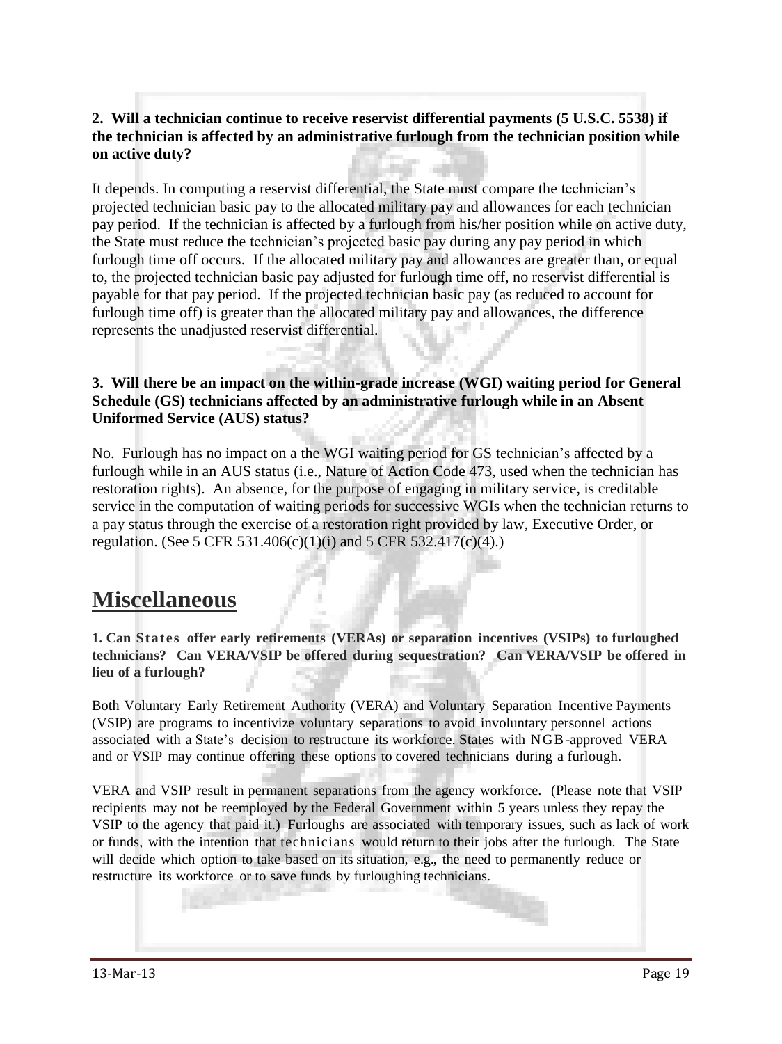**2. Will a technician continue to receive reservist differential payments (5 U.S.C. 5538) if the technician is affected by an administrative furlough from the technician position while on active duty?**

It depends. In computing a reservist differential, the State must compare the technician's projected technician basic pay to the allocated military pay and allowances for each technician pay period. If the technician is affected by a furlough from his/her position while on active duty, the State must reduce the technician's projected basic pay during any pay period in which furlough time off occurs. If the allocated military pay and allowances are greater than, or equal to, the projected technician basic pay adjusted for furlough time off, no reservist differential is payable for that pay period. If the projected technician basic pay (as reduced to account for furlough time off) is greater than the allocated military pay and allowances, the difference represents the unadjusted reservist differential.

**3. Will there be an impact on the within-grade increase (WGI) waiting period for General Schedule (GS) technicians affected by an administrative furlough while in an Absent Uniformed Service (AUS) status?**

No. Furlough has no impact on a the WGI waiting period for GS technician's affected by a furlough while in an AUS status (i.e., Nature of Action Code 473, used when the technician has restoration rights). An absence, for the purpose of engaging in military service, is creditable service in the computation of waiting periods for successive WGIs when the technician returns to a pay status through the exercise of a restoration right provided by law, Executive Order, or regulation. (See 5 CFR 531.406(c)(1)(i) and 5 CFR 532.417(c)(4).)

# Miscellaneous

**1. Can States offer early retirements (VERAs) or separation incentives (VSIPs) to furloughed technicians? Can VERA/VSIP be offered during sequestration? Can VERA/VSIP be offered in lieu of a furlough?**

Both Voluntary Early Retirement Authority (VERA) and Voluntary Separation Incentive Payments (VSIP) are programs to incentivize voluntary separations to avoid involuntary personnel actions associated with a State's decision to restructure its workforce. States with NGB-approved VERA and or VSIP may continue offering these options to covered technicians during a furlough.

VERA and VSIP result in permanent separations from the agency workforce. (Please note that VSIP recipients may not be reemployed by the Federal Government within 5 years unless they repay the VSIP to the agency that paid it.) Furloughs are associated with temporary issues, such as lack of work or funds, with the intention that technicians would return to their jobs after the furlough. The State will decide which option to take based on its situation, e.g., the need to permanently reduce or restructure its workforce or to save funds by furloughing technicians.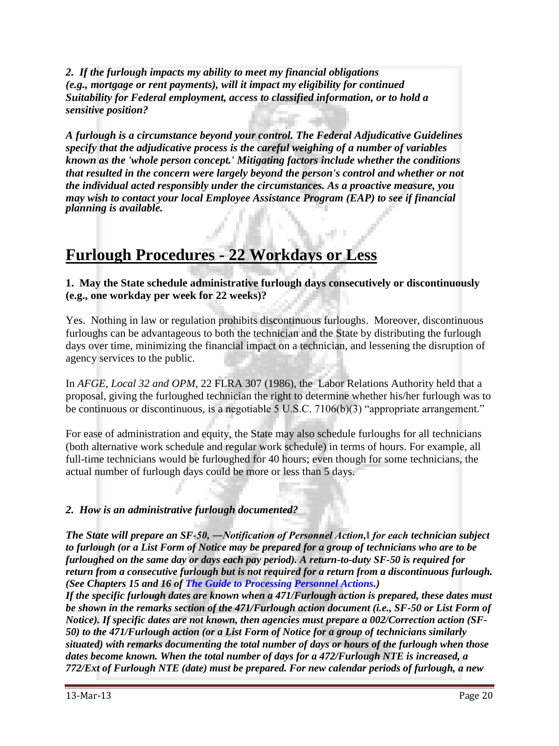***2. If the furlough impacts my ability to meet my financial obligations (e.g., mortgage or rent payments), will it impact my eligibility for continued Suitability for Federal employment, access to classified information, or to hold a sensitive position?***

***A furlough is a circumstance beyond your control. The Federal Adjudicative Guidelines specify that the adjudicative process is the careful weighing of a number of variables known as the 'whole person concept.' Mitigating factors include whether the conditions that resulted in the concern were largely beyond the person's control and whether or not the individual acted responsibly under the circumstances. As a proactive measure, you may wish to contact your local Employee Assistance Program (EAP) to see if financial planning is available.***

# Furlough Procedures - 22 Workdays or Less

**1. May the State schedule administrative furlough days consecutively or discontinuously (e.g., one workday per week for 22 weeks)?**

Yes. Nothing in law or regulation prohibits discontinuous furloughs. Moreover, discontinuous furloughs can be advantageous to both the technician and the State by distributing the furlough days over time, minimizing the financial impact on a technician, and lessening the disruption of agency services to the public.

In *AFGE, Local 32 and OPM*, 22 FLRA 307 (1986), the Labor Relations Authority held that a proposal, giving the furloughed technician the right to determine whether his/her furlough was to be continuous or discontinuous, is a negotiable 5 U.S.C. 7106(b)(3) "appropriate arrangement."

For ease of administration and equity, the State may also schedule furloughs for all technicians (both alternative work schedule and regular work schedule) in terms of hours. For example, all full-time technicians would be furloughed for 40 hours; even though for some technicians, the actual number of furlough days could be more or less than 5 days.

*2. How is an administrative furlough documented?*

***The State will prepare an SF-50, ―Notification of Personnel Action,‖ for each technician subject to furlough (or a List Form of Notice may be prepared for a group of technicians who are to be furloughed on the same day or days each pay period). A return-to-duty SF-50 is required for return from a consecutive furlough but is not required for a return from a discontinuous furlough. (See Chapters 15 and 16 of The Guide to Processing Personnel Actions.)***
***If the specific furlough dates are known when a 471/Furlough action is prepared, these dates must be shown in the remarks section of the 471/Furlough action document (i.e., SF-50 or List Form of Notice). If specific dates are not known, then agencies must prepare a 002/Correction action (SF-50) to the 471/Furlough action (or a List Form of Notice for a group of technicians similarly situated) with remarks documenting the total number of days or hours of the furlough when those dates become known. When the total number of days for a 472/Furlough NTE is increased, a 772/Ext of Furlough NTE (date) must be prepared. For new calendar periods of furlough, a new***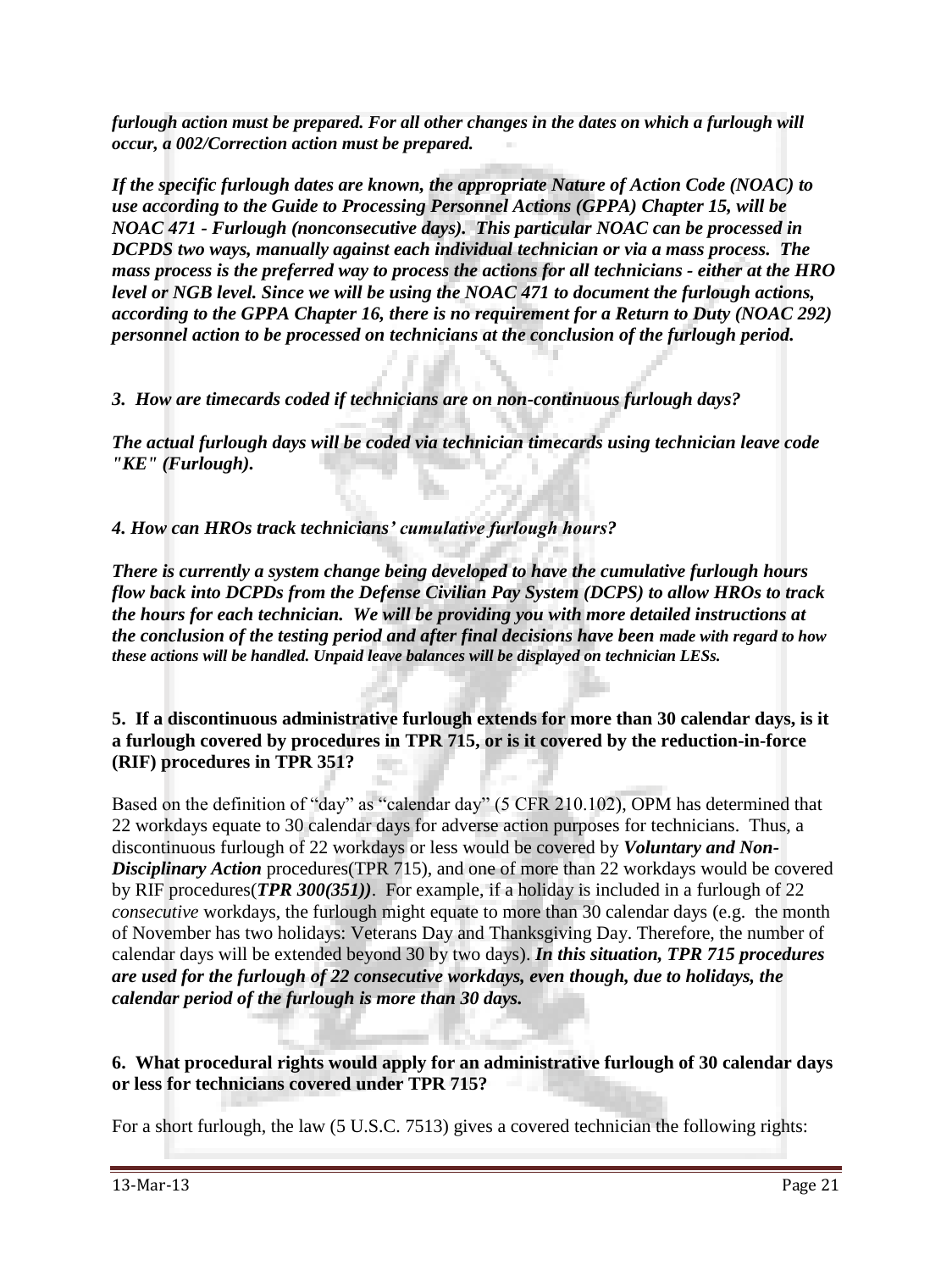***furlough action must be prepared. For all other changes in the dates on which a furlough will occur, a 002/Correction action must be prepared.***

***If the specific furlough dates are known, the appropriate Nature of Action Code (NOAC) to use according to the Guide to Processing Personnel Actions (GPPA) Chapter 15, will be NOAC 471 - Furlough (nonconsecutive days). This particular NOAC can be processed in DCPDS two ways, manually against each individual technician or via a mass process. The mass process is the preferred way to process the actions for all technicians - either at the HRO level or NGB level. Since we will be using the NOAC 471 to document the furlough actions, according to the GPPA Chapter 16, there is no requirement for a Return to Duty (NOAC 292) personnel action to be processed on technicians at the conclusion of the furlough period.***

*3. How are timecards coded if technicians are on non-continuous furlough days?*

***The actual furlough days will be coded via technician timecards using technician leave code "KE" (Furlough).***

*4. How can HROs track technicians' cumulative furlough hours?*

***There is currently a system change being developed to have the cumulative furlough hours flow back into DCPDs from the Defense Civilian Pay System (DCPS) to allow HROs to track the hours for each technician. We will be providing you with more detailed instructions at the conclusion of the testing period and after final decisions have been made with regard to how these actions will be handled. Unpaid leave balances will be displayed on technician LESs.***

**5. If a discontinuous administrative furlough extends for more than 30 calendar days, is it a furlough covered by procedures in TPR 715, or is it covered by the reduction-in-force (RIF) procedures in TPR 351?**

Based on the definition of "day" as "calendar day" (5 CFR 210.102), OPM has determined that 22 workdays equate to 30 calendar days for adverse action purposes for technicians. Thus, a discontinuous furlough of 22 workdays or less would be covered by ***Voluntary and Non-Disciplinary Action*** procedures(TPR 715), and one of more than 22 workdays would be covered by RIF procedures(***TPR 300(351))***. For example, if a holiday is included in a furlough of 22 *consecutive* workdays, the furlough might equate to more than 30 calendar days (e.g. the month of November has two holidays: Veterans Day and Thanksgiving Day. Therefore, the number of calendar days will be extended beyond 30 by two days). ***In this situation, TPR 715 procedures are used for the furlough of 22 consecutive workdays, even though, due to holidays, the calendar period of the furlough is more than 30 days.***

**6. What procedural rights would apply for an administrative furlough of 30 calendar days or less for technicians covered under TPR 715?**

For a short furlough, the law (5 U.S.C. 7513) gives a covered technician the following rights: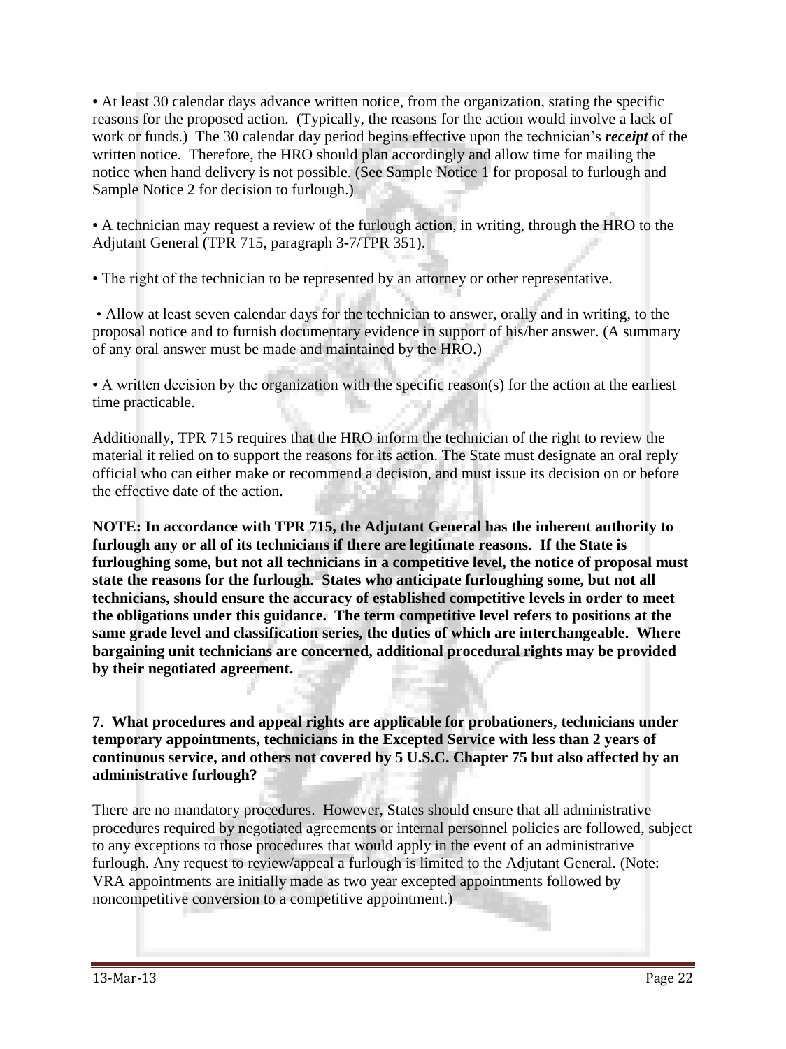- At least 30 calendar days advance written notice, from the organization, stating the specific reasons for the proposed action. (Typically, the reasons for the action would involve a lack of work or funds.) The 30 calendar day period begins effective upon the technician's ***receipt*** of the written notice. Therefore, the HRO should plan accordingly and allow time for mailing the notice when hand delivery is not possible. (See Sample Notice 1 for proposal to furlough and Sample Notice 2 for decision to furlough.)

- A technician may request a review of the furlough action, in writing, through the HRO to the Adjutant General (TPR 715, paragraph 3-7/TPR 351).

- The right of the technician to be represented by an attorney or other representative.

- Allow at least seven calendar days for the technician to answer, orally and in writing, to the proposal notice and to furnish documentary evidence in support of his/her answer. (A summary of any oral answer must be made and maintained by the HRO.)

- A written decision by the organization with the specific reason(s) for the action at the earliest time practicable.

Additionally, TPR 715 requires that the HRO inform the technician of the right to review the material it relied on to support the reasons for its action. The State must designate an oral reply official who can either make or recommend a decision, and must issue its decision on or before the effective date of the action.

**NOTE: In accordance with TPR 715, the Adjutant General has the inherent authority to furlough any or all of its technicians if there are legitimate reasons. If the State is furloughing some, but not all technicians in a competitive level, the notice of proposal must state the reasons for the furlough. States who anticipate furloughing some, but not all technicians, should ensure the accuracy of established competitive levels in order to meet the obligations under this guidance. The term competitive level refers to positions at the same grade level and classification series, the duties of which are interchangeable. Where bargaining unit technicians are concerned, additional procedural rights may be provided by their negotiated agreement.**

**7. What procedures and appeal rights are applicable for probationers, technicians under temporary appointments, technicians in the Excepted Service with less than 2 years of continuous service, and others not covered by 5 U.S.C. Chapter 75 but also affected by an administrative furlough?**

There are no mandatory procedures. However, States should ensure that all administrative procedures required by negotiated agreements or internal personnel policies are followed, subject to any exceptions to those procedures that would apply in the event of an administrative furlough. Any request to review/appeal a furlough is limited to the Adjutant General. (Note: VRA appointments are initially made as two year excepted appointments followed by noncompetitive conversion to a competitive appointment.)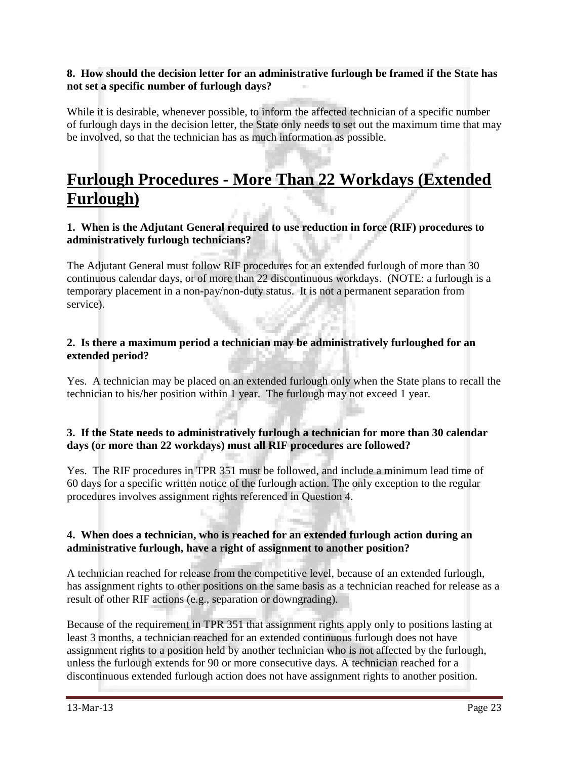**8. How should the decision letter for an administrative furlough be framed if the State has not set a specific number of furlough days?**

While it is desirable, whenever possible, to inform the affected technician of a specific number of furlough days in the decision letter, the State only needs to set out the maximum time that may be involved, so that the technician has as much information as possible.

# Furlough Procedures - More Than 22 Workdays (Extended Furlough)

**1. When is the Adjutant General required to use reduction in force (RIF) procedures to administratively furlough technicians?**

The Adjutant General must follow RIF procedures for an extended furlough of more than 30 continuous calendar days, or of more than 22 discontinuous workdays. (NOTE: a furlough is a temporary placement in a non-pay/non-duty status. It is not a permanent separation from service).

**2. Is there a maximum period a technician may be administratively furloughed for an extended period?**

Yes. A technician may be placed on an extended furlough only when the State plans to recall the technician to his/her position within 1 year. The furlough may not exceed 1 year.

**3. If the State needs to administratively furlough a technician for more than 30 calendar days (or more than 22 workdays) must all RIF procedures are followed?**

Yes. The RIF procedures in TPR 351 must be followed, and include a minimum lead time of 60 days for a specific written notice of the furlough action. The only exception to the regular procedures involves assignment rights referenced in Question 4.

**4. When does a technician, who is reached for an extended furlough action during an administrative furlough, have a right of assignment to another position?**

A technician reached for release from the competitive level, because of an extended furlough, has assignment rights to other positions on the same basis as a technician reached for release as a result of other RIF actions (e.g., separation or downgrading).

Because of the requirement in TPR 351 that assignment rights apply only to positions lasting at least 3 months, a technician reached for an extended continuous furlough does not have assignment rights to a position held by another technician who is not affected by the furlough, unless the furlough extends for 90 or more consecutive days. A technician reached for a discontinuous extended furlough action does not have assignment rights to another position.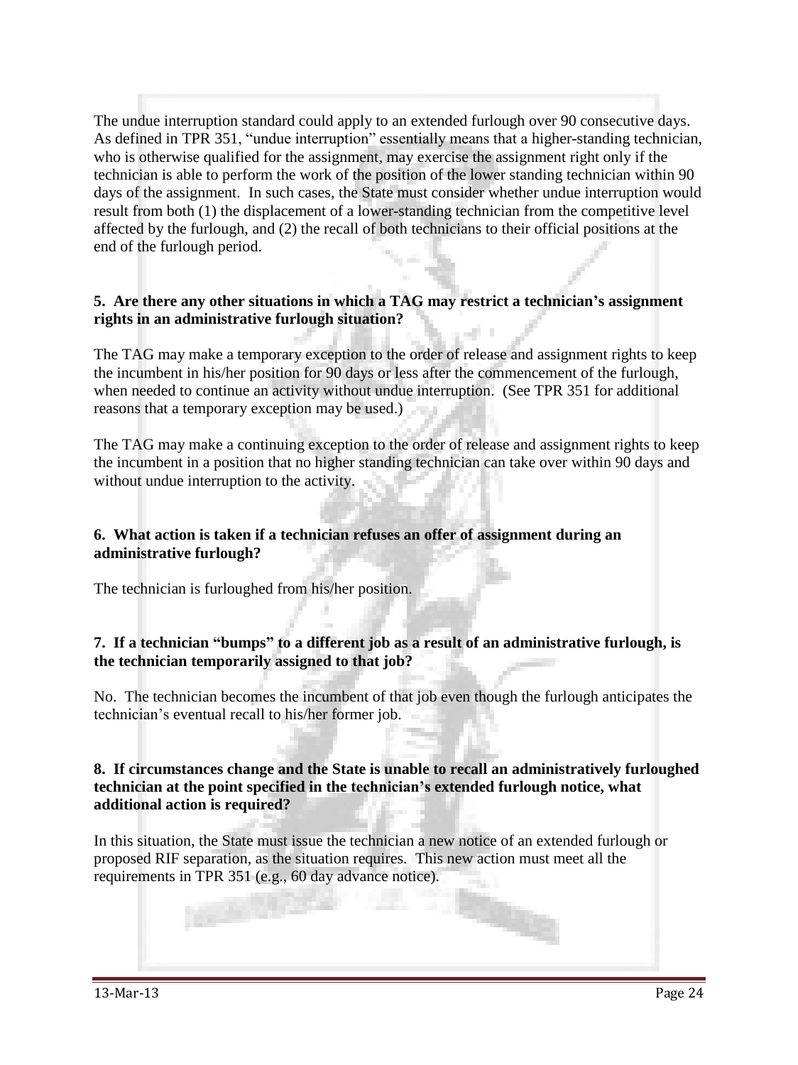The undue interruption standard could apply to an extended furlough over 90 consecutive days. As defined in TPR 351, "undue interruption" essentially means that a higher-standing technician, who is otherwise qualified for the assignment, may exercise the assignment right only if the technician is able to perform the work of the position of the lower standing technician within 90 days of the assignment. In such cases, the State must consider whether undue interruption would result from both (1) the displacement of a lower-standing technician from the competitive level affected by the furlough, and (2) the recall of both technicians to their official positions at the end of the furlough period.

**5. Are there any other situations in which a TAG may restrict a technician's assignment rights in an administrative furlough situation?**

The TAG may make a temporary exception to the order of release and assignment rights to keep the incumbent in his/her position for 90 days or less after the commencement of the furlough, when needed to continue an activity without undue interruption. (See TPR 351 for additional reasons that a temporary exception may be used.)

The TAG may make a continuing exception to the order of release and assignment rights to keep the incumbent in a position that no higher standing technician can take over within 90 days and without undue interruption to the activity.

**6. What action is taken if a technician refuses an offer of assignment during an administrative furlough?**

The technician is furloughed from his/her position.

**7. If a technician "bumps" to a different job as a result of an administrative furlough, is the technician temporarily assigned to that job?**

No. The technician becomes the incumbent of that job even though the furlough anticipates the technician's eventual recall to his/her former job.

**8. If circumstances change and the State is unable to recall an administratively furloughed technician at the point specified in the technician's extended furlough notice, what additional action is required?**

In this situation, the State must issue the technician a new notice of an extended furlough or proposed RIF separation, as the situation requires. This new action must meet all the requirements in TPR 351 (e.g., 60 day advance notice).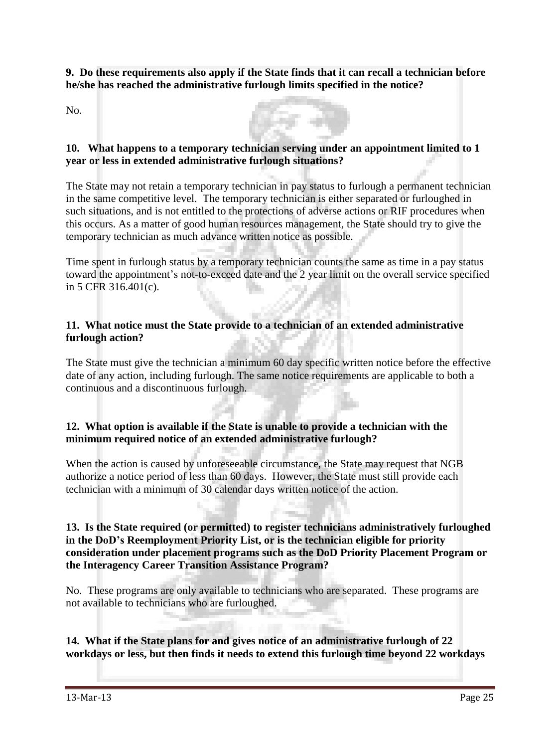**9. Do these requirements also apply if the State finds that it can recall a technician before he/she has reached the administrative furlough limits specified in the notice?**

No.

**10. What happens to a temporary technician serving under an appointment limited to 1 year or less in extended administrative furlough situations?**

The State may not retain a temporary technician in pay status to furlough a permanent technician in the same competitive level. The temporary technician is either separated or furloughed in such situations, and is not entitled to the protections of adverse actions or RIF procedures when this occurs. As a matter of good human resources management, the State should try to give the temporary technician as much advance written notice as possible.

Time spent in furlough status by a temporary technician counts the same as time in a pay status toward the appointment's not-to-exceed date and the 2 year limit on the overall service specified in 5 CFR 316.401(c).

**11. What notice must the State provide to a technician of an extended administrative furlough action?**

The State must give the technician a minimum 60 day specific written notice before the effective date of any action, including furlough. The same notice requirements are applicable to both a continuous and a discontinuous furlough.

**12. What option is available if the State is unable to provide a technician with the minimum required notice of an extended administrative furlough?**

When the action is caused by unforeseeable circumstance, the State may request that NGB authorize a notice period of less than 60 days. However, the State must still provide each technician with a minimum of 30 calendar days written notice of the action.

**13. Is the State required (or permitted) to register technicians administratively furloughed in the DoD's Reemployment Priority List, or is the technician eligible for priority consideration under placement programs such as the DoD Priority Placement Program or the Interagency Career Transition Assistance Program?**

No. These programs are only available to technicians who are separated. These programs are not available to technicians who are furloughed.

**14. What if the State plans for and gives notice of an administrative furlough of 22 workdays or less, but then finds it needs to extend this furlough time beyond 22 workdays**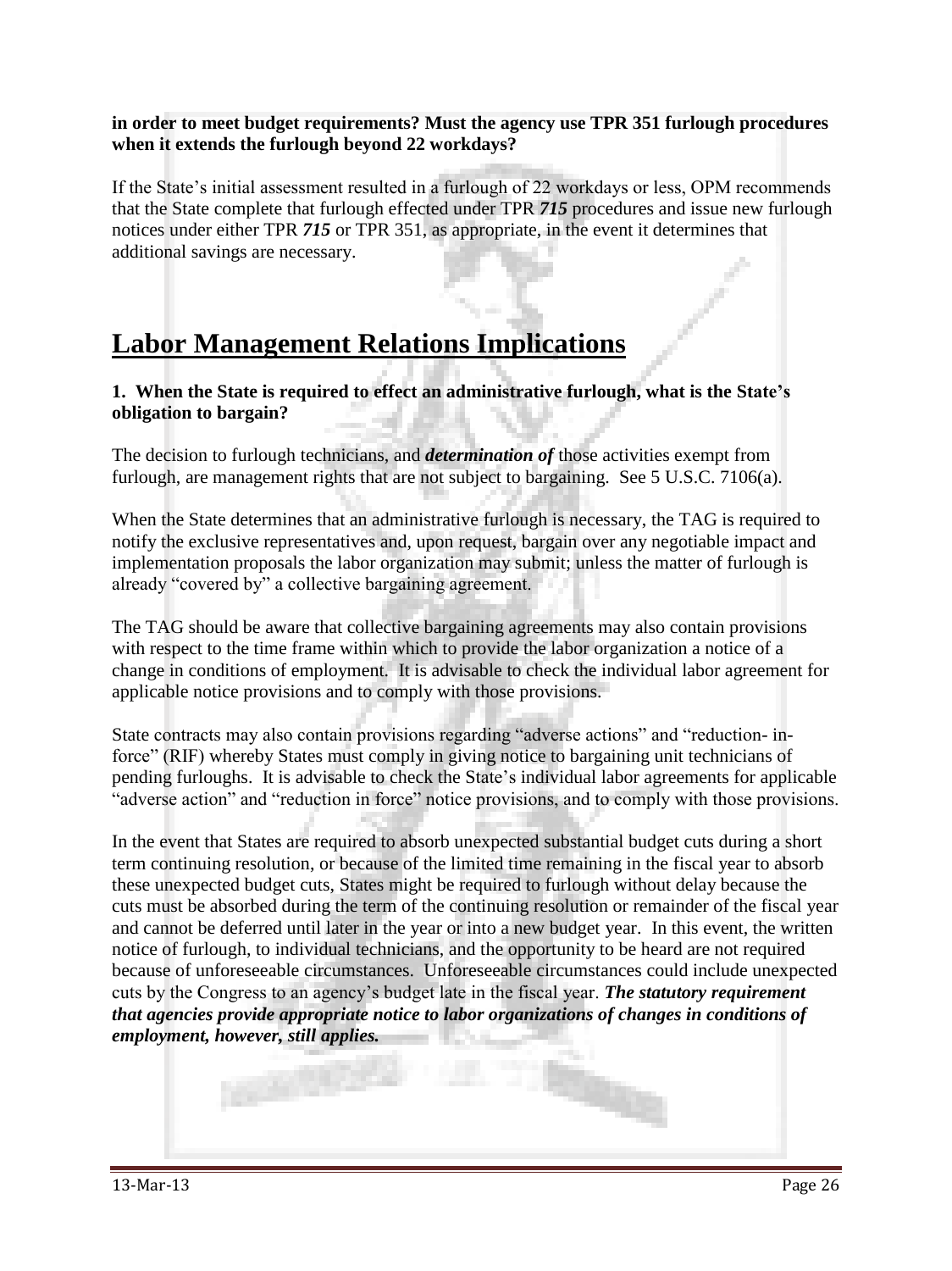**in order to meet budget requirements? Must the agency use TPR 351 furlough procedures when it extends the furlough beyond 22 workdays?**

If the State's initial assessment resulted in a furlough of 22 workdays or less, OPM recommends that the State complete that furlough effected under TPR ***715*** procedures and issue new furlough notices under either TPR ***715*** or TPR 351, as appropriate, in the event it determines that additional savings are necessary.

# Labor Management Relations Implications

**1. When the State is required to effect an administrative furlough, what is the State's obligation to bargain?**

The decision to furlough technicians, and ***determination of*** those activities exempt from furlough, are management rights that are not subject to bargaining. See 5 U.S.C. 7106(a).

When the State determines that an administrative furlough is necessary, the TAG is required to notify the exclusive representatives and, upon request, bargain over any negotiable impact and implementation proposals the labor organization may submit; unless the matter of furlough is already "covered by" a collective bargaining agreement.

The TAG should be aware that collective bargaining agreements may also contain provisions with respect to the time frame within which to provide the labor organization a notice of a change in conditions of employment. It is advisable to check the individual labor agreement for applicable notice provisions and to comply with those provisions.

State contracts may also contain provisions regarding "adverse actions" and "reduction- in-force" (RIF) whereby States must comply in giving notice to bargaining unit technicians of pending furloughs. It is advisable to check the State's individual labor agreements for applicable "adverse action" and "reduction in force" notice provisions, and to comply with those provisions.

In the event that States are required to absorb unexpected substantial budget cuts during a short term continuing resolution, or because of the limited time remaining in the fiscal year to absorb these unexpected budget cuts, States might be required to furlough without delay because the cuts must be absorbed during the term of the continuing resolution or remainder of the fiscal year and cannot be deferred until later in the year or into a new budget year. In this event, the written notice of furlough, to individual technicians, and the opportunity to be heard are not required because of unforeseeable circumstances. Unforeseeable circumstances could include unexpected cuts by the Congress to an agency's budget late in the fiscal year. ***The statutory requirement that agencies provide appropriate notice to labor organizations of changes in conditions of employment, however, still applies.***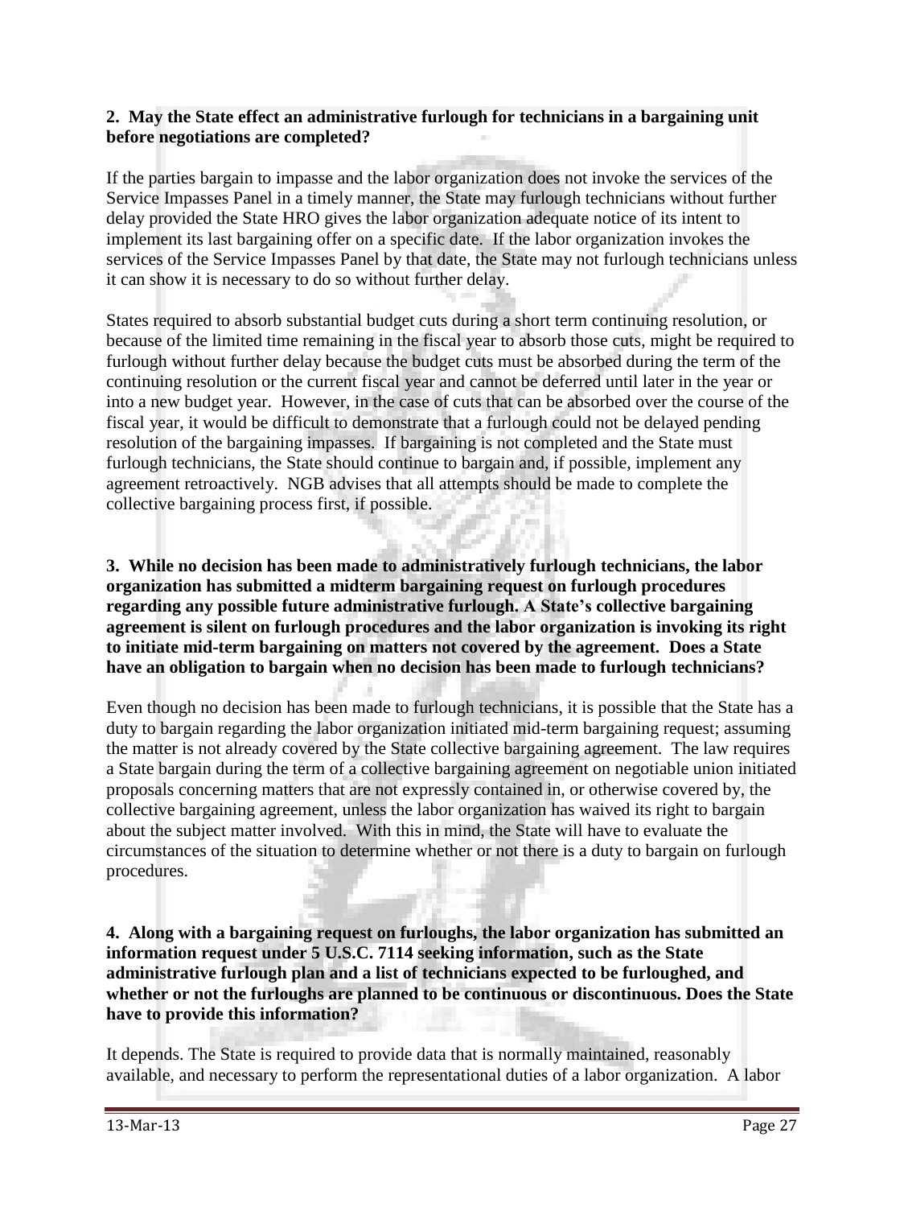**2. May the State effect an administrative furlough for technicians in a bargaining unit before negotiations are completed?**

If the parties bargain to impasse and the labor organization does not invoke the services of the Service Impasses Panel in a timely manner, the State may furlough technicians without further delay provided the State HRO gives the labor organization adequate notice of its intent to implement its last bargaining offer on a specific date. If the labor organization invokes the services of the Service Impasses Panel by that date, the State may not furlough technicians unless it can show it is necessary to do so without further delay.

States required to absorb substantial budget cuts during a short term continuing resolution, or because of the limited time remaining in the fiscal year to absorb those cuts, might be required to furlough without further delay because the budget cuts must be absorbed during the term of the continuing resolution or the current fiscal year and cannot be deferred until later in the year or into a new budget year. However, in the case of cuts that can be absorbed over the course of the fiscal year, it would be difficult to demonstrate that a furlough could not be delayed pending resolution of the bargaining impasses. If bargaining is not completed and the State must furlough technicians, the State should continue to bargain and, if possible, implement any agreement retroactively. NGB advises that all attempts should be made to complete the collective bargaining process first, if possible.

**3. While no decision has been made to administratively furlough technicians, the labor organization has submitted a midterm bargaining request on furlough procedures regarding any possible future administrative furlough. A State's collective bargaining agreement is silent on furlough procedures and the labor organization is invoking its right to initiate mid-term bargaining on matters not covered by the agreement. Does a State have an obligation to bargain when no decision has been made to furlough technicians?**

Even though no decision has been made to furlough technicians, it is possible that the State has a duty to bargain regarding the labor organization initiated mid-term bargaining request; assuming the matter is not already covered by the State collective bargaining agreement. The law requires a State bargain during the term of a collective bargaining agreement on negotiable union initiated proposals concerning matters that are not expressly contained in, or otherwise covered by, the collective bargaining agreement, unless the labor organization has waived its right to bargain about the subject matter involved. With this in mind, the State will have to evaluate the circumstances of the situation to determine whether or not there is a duty to bargain on furlough procedures.

**4. Along with a bargaining request on furloughs, the labor organization has submitted an information request under 5 U.S.C. 7114 seeking information, such as the State administrative furlough plan and a list of technicians expected to be furloughed, and whether or not the furloughs are planned to be continuous or discontinuous. Does the State have to provide this information?**

It depends. The State is required to provide data that is normally maintained, reasonably available, and necessary to perform the representational duties of a labor organization. A labor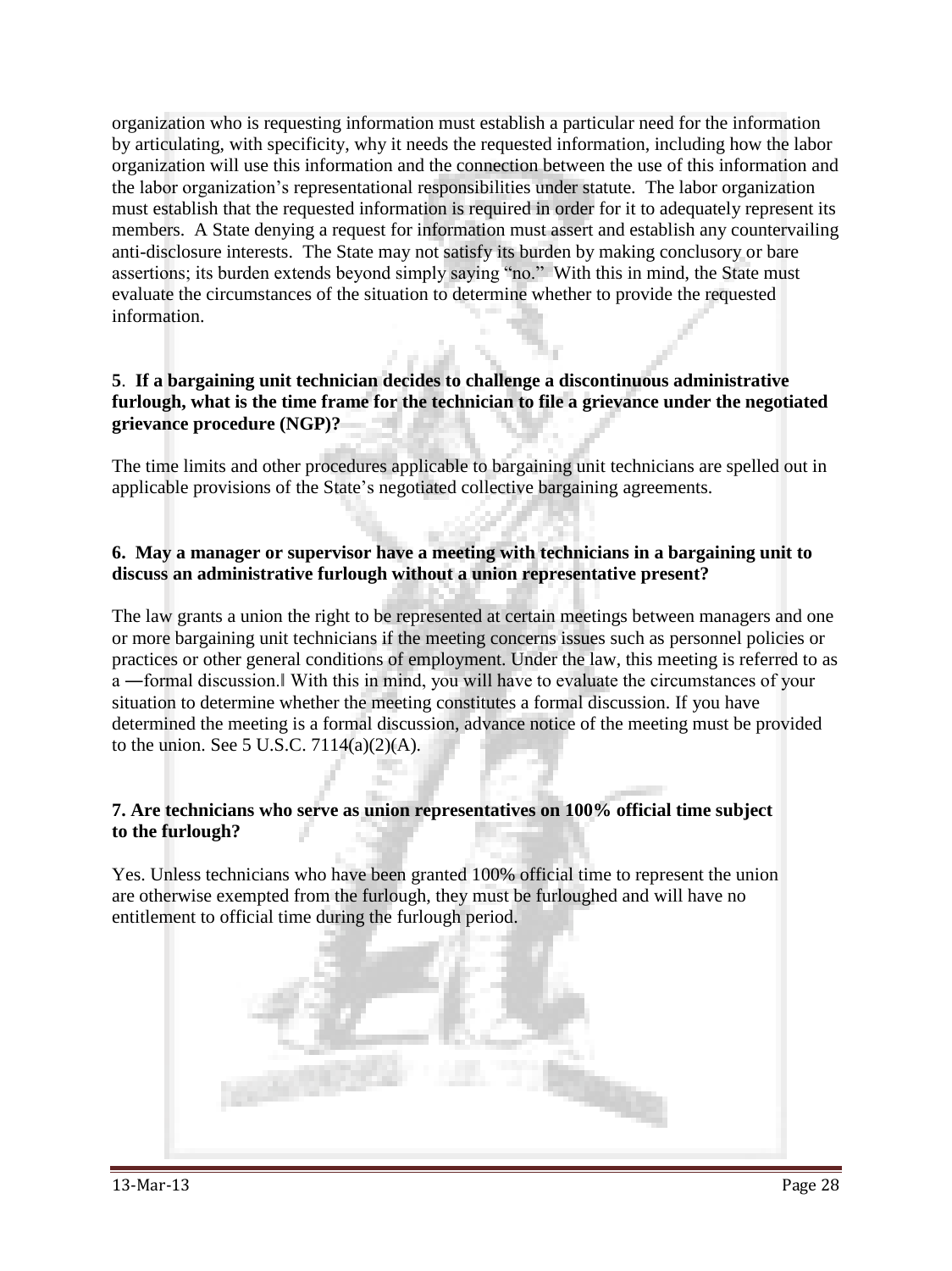organization who is requesting information must establish a particular need for the information by articulating, with specificity, why it needs the requested information, including how the labor organization will use this information and the connection between the use of this information and the labor organization's representational responsibilities under statute. The labor organization must establish that the requested information is required in order for it to adequately represent its members. A State denying a request for information must assert and establish any countervailing anti-disclosure interests. The State may not satisfy its burden by making conclusory or bare assertions; its burden extends beyond simply saying "no." With this in mind, the State must evaluate the circumstances of the situation to determine whether to provide the requested information.

**5**. **If a bargaining unit technician decides to challenge a discontinuous administrative furlough, what is the time frame for the technician to file a grievance under the negotiated grievance procedure (NGP)?**

The time limits and other procedures applicable to bargaining unit technicians are spelled out in applicable provisions of the State's negotiated collective bargaining agreements.

**6. May a manager or supervisor have a meeting with technicians in a bargaining unit to discuss an administrative furlough without a union representative present?**

The law grants a union the right to be represented at certain meetings between managers and one or more bargaining unit technicians if the meeting concerns issues such as personnel policies or practices or other general conditions of employment. Under the law, this meeting is referred to as a ―formal discussion.‖ With this in mind, you will have to evaluate the circumstances of your situation to determine whether the meeting constitutes a formal discussion. If you have determined the meeting is a formal discussion, advance notice of the meeting must be provided to the union. See 5 U.S.C. 7114(a)(2)(A).

**7. Are technicians who serve as union representatives on 100% official time subject to the furlough?**

Yes. Unless technicians who have been granted 100% official time to represent the union are otherwise exempted from the furlough, they must be furloughed and will have no entitlement to official time during the furlough period.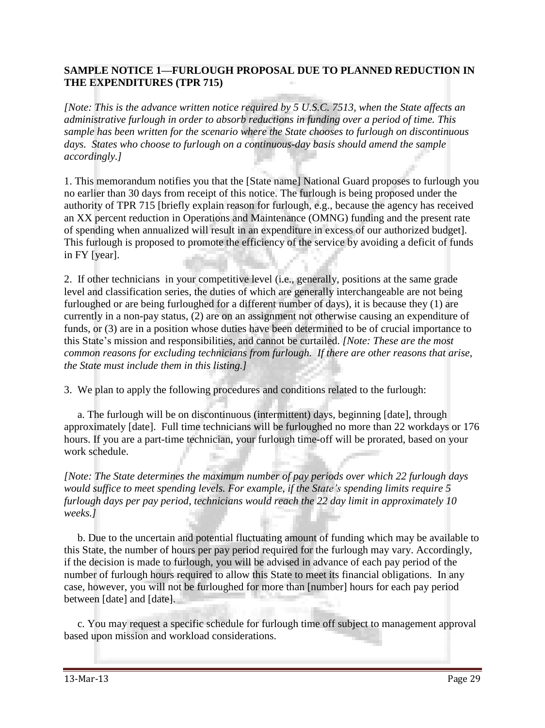**SAMPLE NOTICE 1—FURLOUGH PROPOSAL DUE TO PLANNED REDUCTION IN THE EXPENDITURES (TPR 715)**

*[Note: This is the advance written notice required by 5 U.S.C. 7513, when the State affects an administrative furlough in order to absorb reductions in funding over a period of time. This sample has been written for the scenario where the State chooses to furlough on discontinuous days. States who choose to furlough on a continuous-day basis should amend the sample accordingly.]*

1. This memorandum notifies you that the [State name] National Guard proposes to furlough you no earlier than 30 days from receipt of this notice. The furlough is being proposed under the authority of TPR 715 [briefly explain reason for furlough, e.g., because the agency has received an XX percent reduction in Operations and Maintenance (OMNG) funding and the present rate of spending when annualized will result in an expenditure in excess of our authorized budget]. This furlough is proposed to promote the efficiency of the service by avoiding a deficit of funds in FY [year].

2. If other technicians in your competitive level (i.e., generally, positions at the same grade level and classification series, the duties of which are generally interchangeable are not being furloughed or are being furloughed for a different number of days), it is because they (1) are currently in a non-pay status, (2) are on an assignment not otherwise causing an expenditure of funds, or (3) are in a position whose duties have been determined to be of crucial importance to this State's mission and responsibilities, and cannot be curtailed. *[Note: These are the most common reasons for excluding technicians from furlough. If there are other reasons that arise, the State must include them in this listing.]*

3. We plan to apply the following procedures and conditions related to the furlough:

a. The furlough will be on discontinuous (intermittent) days, beginning [date], through approximately [date]. Full time technicians will be furloughed no more than 22 workdays or 176 hours. If you are a part-time technician, your furlough time-off will be prorated, based on your work schedule.

*[Note: The State determines the maximum number of pay periods over which 22 furlough days would suffice to meet spending levels. For example, if the State's spending limits require 5 furlough days per pay period, technicians would reach the 22 day limit in approximately 10 weeks.]*

b. Due to the uncertain and potential fluctuating amount of funding which may be available to this State, the number of hours per pay period required for the furlough may vary. Accordingly, if the decision is made to furlough, you will be advised in advance of each pay period of the number of furlough hours required to allow this State to meet its financial obligations. In any case, however, you will not be furloughed for more than [number] hours for each pay period between [date] and [date].

c. You may request a specific schedule for furlough time off subject to management approval based upon mission and workload considerations.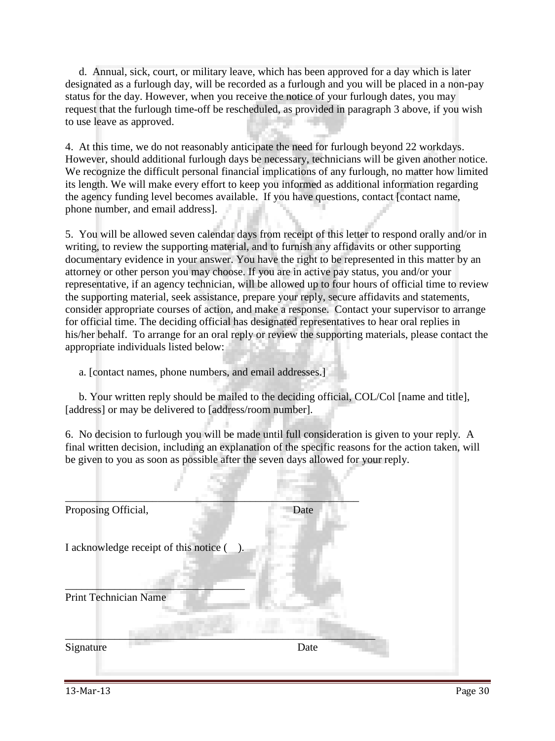d. Annual, sick, court, or military leave, which has been approved for a day which is later designated as a furlough day, will be recorded as a furlough and you will be placed in a non-pay status for the day. However, when you receive the notice of your furlough dates, you may request that the furlough time-off be rescheduled, as provided in paragraph 3 above, if you wish to use leave as approved.

4. At this time, we do not reasonably anticipate the need for furlough beyond 22 workdays. However, should additional furlough days be necessary, technicians will be given another notice. We recognize the difficult personal financial implications of any furlough, no matter how limited its length. We will make every effort to keep you informed as additional information regarding the agency funding level becomes available. If you have questions, contact [contact name, phone number, and email address].

5. You will be allowed seven calendar days from receipt of this letter to respond orally and/or in writing, to review the supporting material, and to furnish any affidavits or other supporting documentary evidence in your answer. You have the right to be represented in this matter by an attorney or other person you may choose. If you are in active pay status, you and/or your representative, if an agency technician, will be allowed up to four hours of official time to review the supporting material, seek assistance, prepare your reply, secure affidavits and statements, consider appropriate courses of action, and make a response. Contact your supervisor to arrange for official time. The deciding official has designated representatives to hear oral replies in his/her behalf. To arrange for an oral reply or review the supporting materials, please contact the appropriate individuals listed below:

a. [contact names, phone numbers, and email addresses.]

b. Your written reply should be mailed to the deciding official, COL/Col [name and title], [address] or may be delivered to [address/room number].

6. No decision to furlough you will be made until full consideration is given to your reply. A final written decision, including an explanation of the specific reasons for the action taken, will be given to you as soon as possible after the seven days allowed for your reply.

\_\_\_\_\_\_\_\_\_\_\_\_\_\_\_\_\_\_\_\_\_\_\_\_\_\_\_\_\_\_\_\_\_\_\_\_\_\_\_\_\_\_\_\_\_\_\_\_\_\_\_\_\_\_
Proposing Official, Date

I acknowledge receipt of this notice (   ).

\_\_\_\_\_\_\_\_\_\_\_\_\_\_\_\_\_\_\_\_\_\_\_\_\_\_\_\_\_\_\_\_\_
Print Technician Name

\_\_\_\_\_\_\_\_\_\_\_\_\_\_\_\_\_\_\_\_\_\_\_\_\_\_\_\_\_\_\_\_\_\_\_\_\_\_\_\_\_\_\_\_\_\_\_\_\_\_\_\_\_\_\_\_\_
Signature Date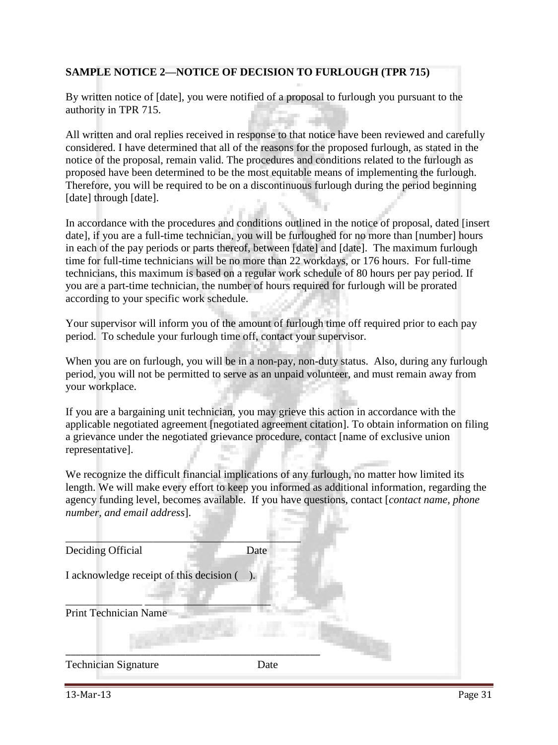**SAMPLE NOTICE 2—NOTICE OF DECISION TO FURLOUGH (TPR 715)**

By written notice of [date], you were notified of a proposal to furlough you pursuant to the authority in TPR 715.

All written and oral replies received in response to that notice have been reviewed and carefully considered. I have determined that all of the reasons for the proposed furlough, as stated in the notice of the proposal, remain valid. The procedures and conditions related to the furlough as proposed have been determined to be the most equitable means of implementing the furlough. Therefore, you will be required to be on a discontinuous furlough during the period beginning [date] through [date].

In accordance with the procedures and conditions outlined in the notice of proposal, dated [insert date], if you are a full-time technician, you will be furloughed for no more than [number] hours in each of the pay periods or parts thereof, between [date] and [date]. The maximum furlough time for full-time technicians will be no more than 22 workdays, or 176 hours. For full-time technicians, this maximum is based on a regular work schedule of 80 hours per pay period. If you are a part-time technician, the number of hours required for furlough will be prorated according to your specific work schedule.

Your supervisor will inform you of the amount of furlough time off required prior to each pay period. To schedule your furlough time off, contact your supervisor.

When you are on furlough, you will be in a non-pay, non-duty status. Also, during any furlough period, you will not be permitted to serve as an unpaid volunteer, and must remain away from your workplace.

If you are a bargaining unit technician, you may grieve this action in accordance with the applicable negotiated agreement [negotiated agreement citation]. To obtain information on filing a grievance under the negotiated grievance procedure, contact [name of exclusive union representative].

We recognize the difficult financial implications of any furlough, no matter how limited its length. We will make every effort to keep you informed as additional information, regarding the agency funding level, becomes available. If you have questions, contact [*contact name, phone number, and email address*].

\_\_\_\_\_\_\_\_\_\_\_\_\_\_\_\_\_\_\_\_\_\_\_\_\_\_\_\_\_\_\_\_\_\_\_\_\_\_\_\_\_\_\_\_

Deciding Official Date

I acknowledge receipt of this decision ( ).

\_\_\_\_\_\_\_\_\_\_\_\_\_\_ \_\_\_\_\_\_\_\_\_\_\_\_\_\_\_\_\_\_\_\_\_\_\_

Print Technician Name

\_\_\_\_\_\_\_\_\_\_\_\_\_\_\_\_\_\_\_\_\_\_\_\_\_\_\_\_\_\_\_\_\_\_\_\_\_\_\_\_\_\_\_\_

Technician Signature Date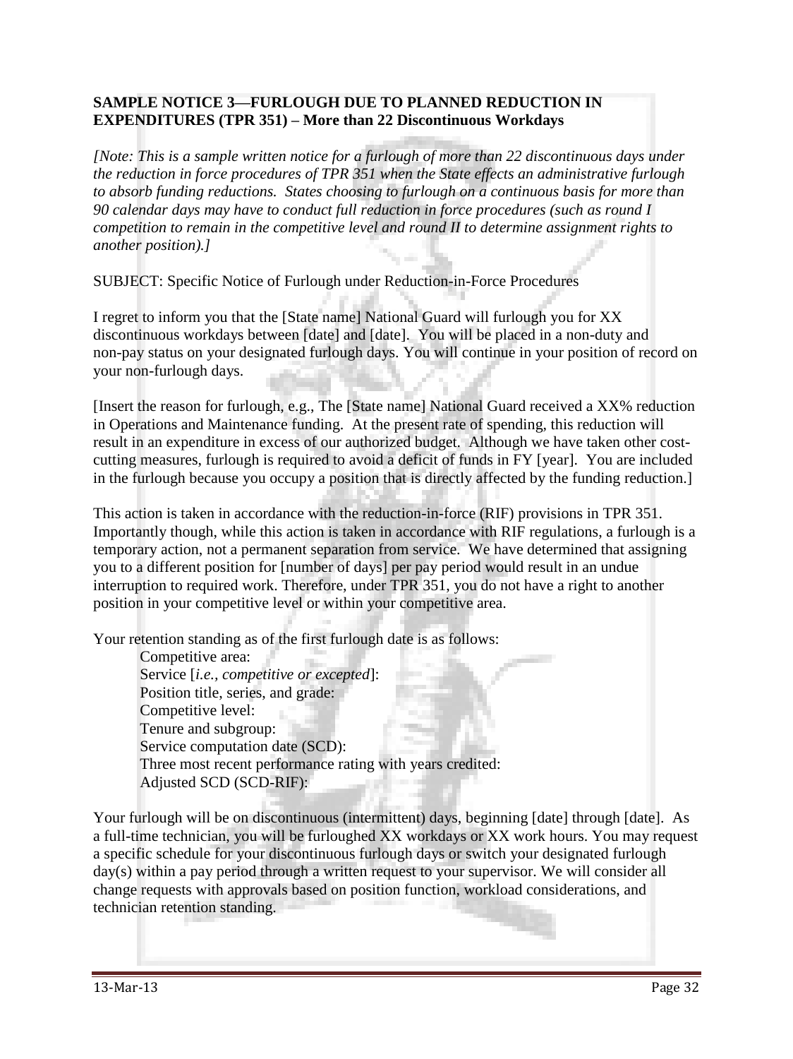**SAMPLE NOTICE 3—FURLOUGH DUE TO PLANNED REDUCTION IN EXPENDITURES (TPR 351) – More than 22 Discontinuous Workdays**

*[Note: This is a sample written notice for a furlough of more than 22 discontinuous days under the reduction in force procedures of TPR 351 when the State effects an administrative furlough to absorb funding reductions. States choosing to furlough on a continuous basis for more than 90 calendar days may have to conduct full reduction in force procedures (such as round I competition to remain in the competitive level and round II to determine assignment rights to another position).]*

SUBJECT: Specific Notice of Furlough under Reduction-in-Force Procedures

I regret to inform you that the [State name] National Guard will furlough you for XX discontinuous workdays between [date] and [date]. You will be placed in a non-duty and non-pay status on your designated furlough days. You will continue in your position of record on your non-furlough days.

[Insert the reason for furlough, e.g., The [State name] National Guard received a XX% reduction in Operations and Maintenance funding. At the present rate of spending, this reduction will result in an expenditure in excess of our authorized budget. Although we have taken other cost-cutting measures, furlough is required to avoid a deficit of funds in FY [year]. You are included in the furlough because you occupy a position that is directly affected by the funding reduction.]

This action is taken in accordance with the reduction-in-force (RIF) provisions in TPR 351. Importantly though, while this action is taken in accordance with RIF regulations, a furlough is a temporary action, not a permanent separation from service. We have determined that assigning you to a different position for [number of days] per pay period would result in an undue interruption to required work. Therefore, under TPR 351, you do not have a right to another position in your competitive level or within your competitive area.

Your retention standing as of the first furlough date is as follows:

- Competitive area:
- Service [*i.e., competitive or excepted*]:
- Position title, series, and grade:
- Competitive level:
- Tenure and subgroup:
- Service computation date (SCD):
- Three most recent performance rating with years credited:
- Adjusted SCD (SCD-RIF):

Your furlough will be on discontinuous (intermittent) days, beginning [date] through [date]. As a full-time technician, you will be furloughed XX workdays or XX work hours. You may request a specific schedule for your discontinuous furlough days or switch your designated furlough day(s) within a pay period through a written request to your supervisor. We will consider all change requests with approvals based on position function, workload considerations, and technician retention standing.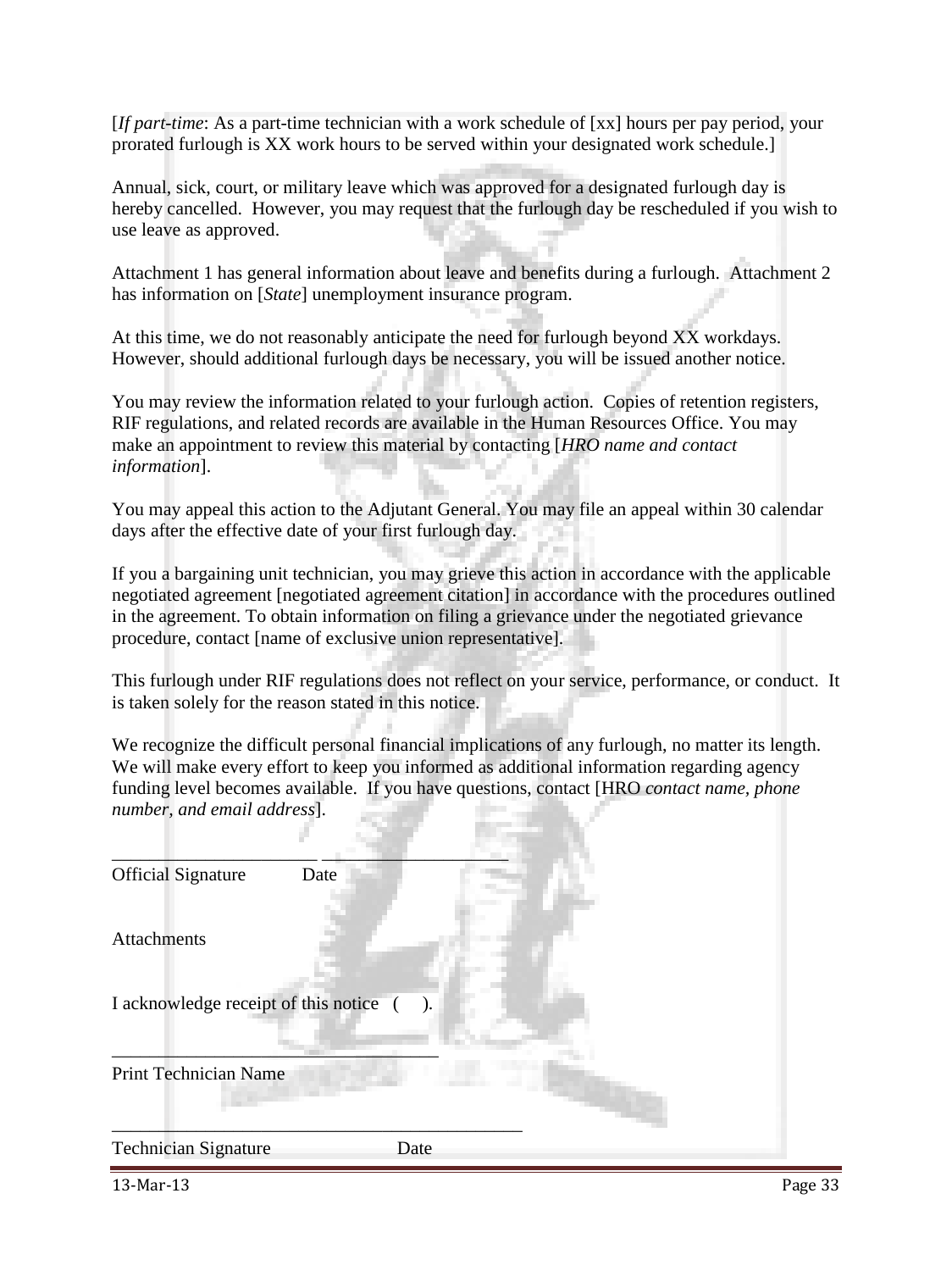[*If part-time*: As a part-time technician with a work schedule of [xx] hours per pay period, your prorated furlough is XX work hours to be served within your designated work schedule.]

Annual, sick, court, or military leave which was approved for a designated furlough day is hereby cancelled. However, you may request that the furlough day be rescheduled if you wish to use leave as approved.

Attachment 1 has general information about leave and benefits during a furlough. Attachment 2 has information on [*State*] unemployment insurance program.

At this time, we do not reasonably anticipate the need for furlough beyond XX workdays. However, should additional furlough days be necessary, you will be issued another notice.

You may review the information related to your furlough action. Copies of retention registers, RIF regulations, and related records are available in the Human Resources Office. You may make an appointment to review this material by contacting [*HRO name and contact information*].

You may appeal this action to the Adjutant General. You may file an appeal within 30 calendar days after the effective date of your first furlough day.

If you a bargaining unit technician, you may grieve this action in accordance with the applicable negotiated agreement [negotiated agreement citation] in accordance with the procedures outlined in the agreement. To obtain information on filing a grievance under the negotiated grievance procedure, contact [name of exclusive union representative].

This furlough under RIF regulations does not reflect on your service, performance, or conduct. It is taken solely for the reason stated in this notice.

We recognize the difficult personal financial implications of any furlough, no matter its length. We will make every effort to keep you informed as additional information regarding agency funding level becomes available. If you have questions, contact [HRO *contact name, phone number, and email address*].

______________________ ____________________
Official Signature Date

Attachments

I acknowledge receipt of this notice ( ).

___________________________________
Print Technician Name

____________________________________________
Technician Signature Date

13-Mar-13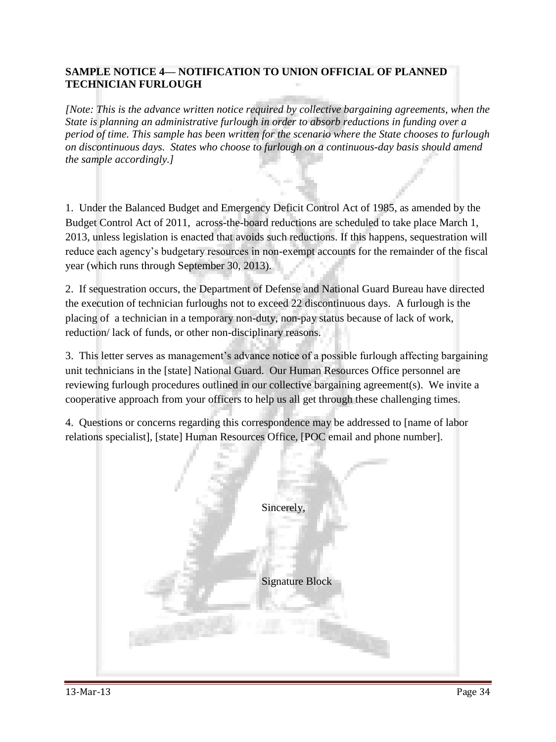**SAMPLE NOTICE 4— NOTIFICATION TO UNION OFFICIAL OF PLANNED TECHNICIAN FURLOUGH**

*[Note: This is the advance written notice required by collective bargaining agreements, when the State is planning an administrative furlough in order to absorb reductions in funding over a period of time. This sample has been written for the scenario where the State chooses to furlough on discontinuous days. States who choose to furlough on a continuous-day basis should amend the sample accordingly.]*

1. Under the Balanced Budget and Emergency Deficit Control Act of 1985, as amended by the Budget Control Act of 2011, across-the-board reductions are scheduled to take place March 1, 2013, unless legislation is enacted that avoids such reductions. If this happens, sequestration will reduce each agency's budgetary resources in non-exempt accounts for the remainder of the fiscal year (which runs through September 30, 2013).

2. If sequestration occurs, the Department of Defense and National Guard Bureau have directed the execution of technician furloughs not to exceed 22 discontinuous days. A furlough is the placing of a technician in a temporary non-duty, non-pay status because of lack of work, reduction/ lack of funds, or other non-disciplinary reasons.

3. This letter serves as management's advance notice of a possible furlough affecting bargaining unit technicians in the [state] National Guard. Our Human Resources Office personnel are reviewing furlough procedures outlined in our collective bargaining agreement(s). We invite a cooperative approach from your officers to help us all get through these challenging times.

4. Questions or concerns regarding this correspondence may be addressed to [name of labor relations specialist], [state] Human Resources Office, [POC email and phone number].

Sincerely,

Signature Block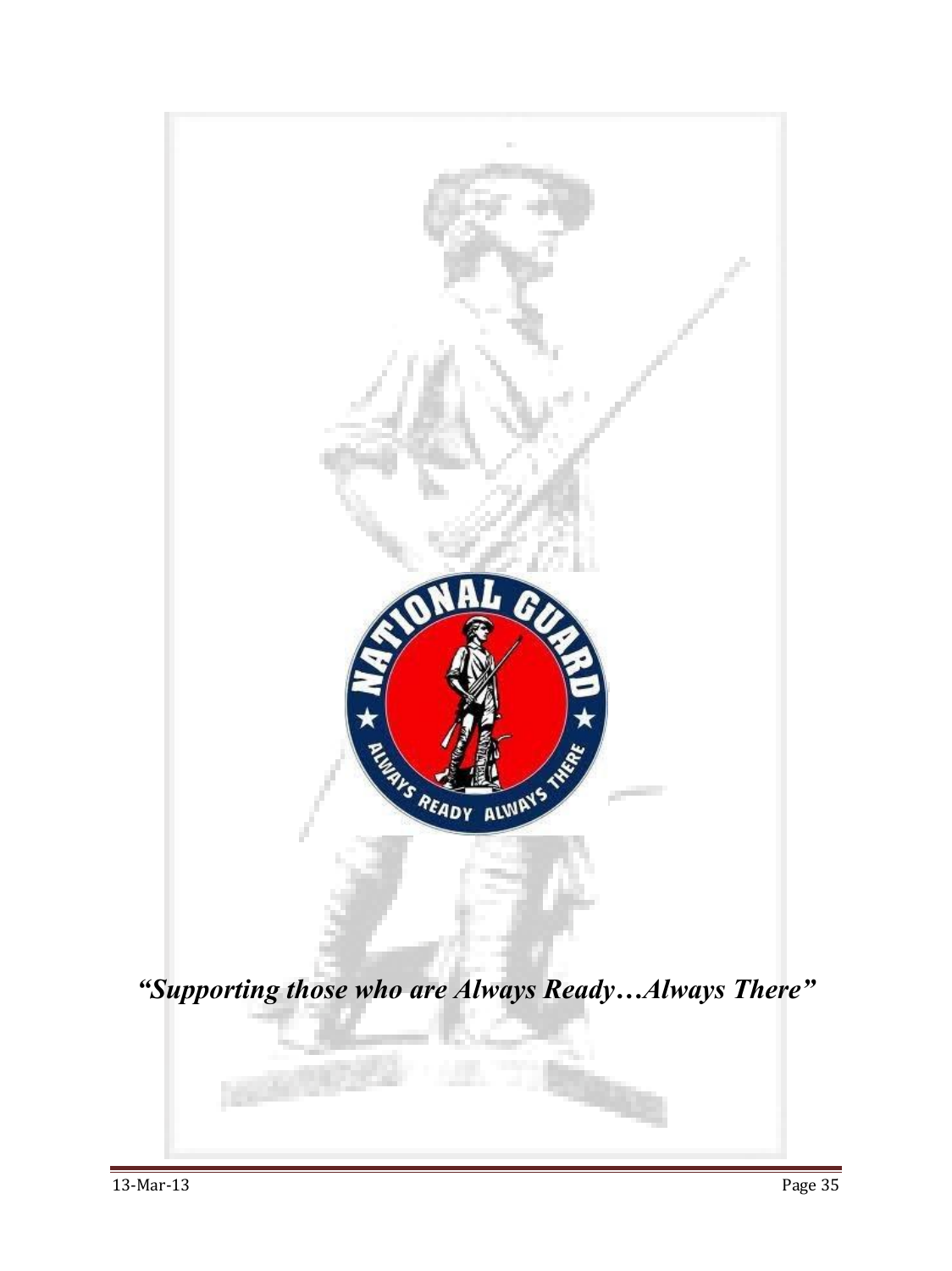*“Supporting those who are Always Ready…Always There”*